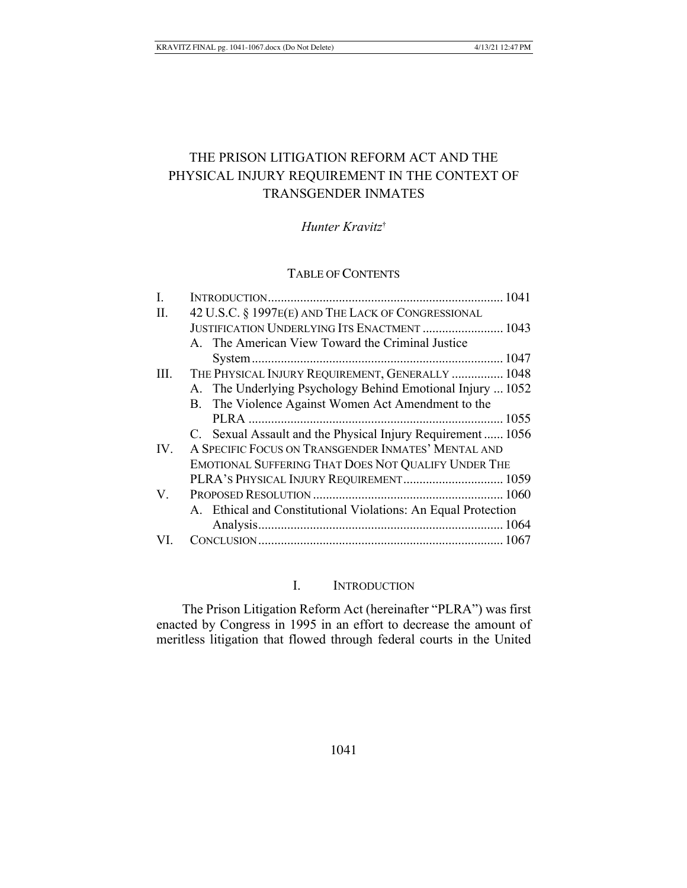# THE PRISON LITIGATION REFORM ACT AND THE PHYSICAL INJURY REQUIREMENT IN THE CONTEXT OF TRANSGENDER INMATES

*Hunter Kravitz*[†]

TABLE OF CONTENTS

| | | |
|---|---|---|
| I. | INTRODUCTION | 1041 |
| II. | 42 U.S.C. § 1997E(E) AND THE LACK OF CONGRESSIONAL JUSTIFICATION UNDERLYING ITS ENACTMENT | 1043 |
| | A. The American View Toward the Criminal Justice System | 1047 |
| III. | THE PHYSICAL INJURY REQUIREMENT, GENERALLY | 1048 |
| | A. The Underlying Psychology Behind Emotional Injury | 1052 |
| | B. The Violence Against Women Act Amendment to the PLRA | 1055 |
| | C. Sexual Assault and the Physical Injury Requirement | 1056 |
| IV. | A SPECIFIC FOCUS ON TRANSGENDER INMATES' MENTAL AND EMOTIONAL SUFFERING THAT DOES NOT QUALIFY UNDER THE PLRA'S PHYSICAL INJURY REQUIREMENT | 1059 |
| V. | PROPOSED RESOLUTION | 1060 |
| | A. Ethical and Constitutional Violations: An Equal Protection Analysis | 1064 |
| VI. | CONCLUSION | 1067 |

## I. INTRODUCTION

The Prison Litigation Reform Act (hereinafter "PLRA") was first enacted by Congress in 1995 in an effort to decrease the amount of meritless litigation that flowed through federal courts in the United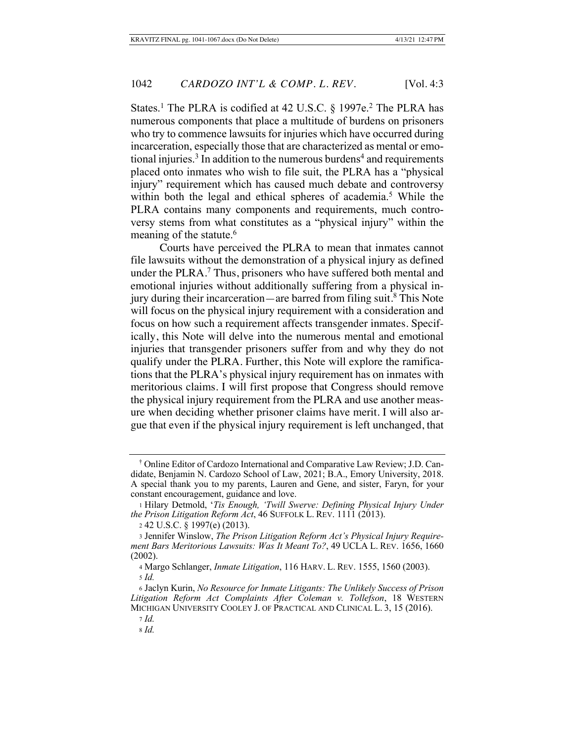States.[1] The PLRA is codified at 42 U.S.C. § 1997e.[2] The PLRA has numerous components that place a multitude of burdens on prisoners who try to commence lawsuits for injuries which have occurred during incarceration, especially those that are characterized as mental or emotional injuries.[3] In addition to the numerous burdens[4] and requirements placed onto inmates who wish to file suit, the PLRA has a "physical injury" requirement which has caused much debate and controversy within both the legal and ethical spheres of academia.[5] While the PLRA contains many components and requirements, much controversy stems from what constitutes as a "physical injury" within the meaning of the statute.[6]

Courts have perceived the PLRA to mean that inmates cannot file lawsuits without the demonstration of a physical injury as defined under the PLRA.[7] Thus, prisoners who have suffered both mental and emotional injuries without additionally suffering from a physical injury during their incarceration—are barred from filing suit.[8] This Note will focus on the physical injury requirement with a consideration and focus on how such a requirement affects transgender inmates. Specifically, this Note will delve into the numerous mental and emotional injuries that transgender prisoners suffer from and why they do not qualify under the PLRA. Further, this Note will explore the ramifications that the PLRA's physical injury requirement has on inmates with meritorious claims. I will first propose that Congress should remove the physical injury requirement from the PLRA and use another measure when deciding whether prisoner claims have merit. I will also argue that even if the physical injury requirement is left unchanged, that

---

† Online Editor of Cardozo International and Comparative Law Review; J.D. Candidate, Benjamin N. Cardozo School of Law, 2021; B.A., Emory University, 2018. A special thank you to my parents, Lauren and Gene, and sister, Faryn, for your constant encouragement, guidance and love.

1 Hilary Detmold, '*Tis Enough, 'Twill Swerve: Defining Physical Injury Under the Prison Litigation Reform Act*, 46 SUFFOLK L. REV. 1111 (2013).

2 42 U.S.C. § 1997(e) (2013).

3 Jennifer Winslow, *The Prison Litigation Reform Act's Physical Injury Requirement Bars Meritorious Lawsuits: Was It Meant To?*, 49 UCLA L. REV. 1656, 1660 (2002).

4 Margo Schlanger, *Inmate Litigation*, 116 HARV. L. REV. 1555, 1560 (2003).

5 *Id.*

6 Jaclyn Kurin, *No Resource for Inmate Litigants: The Unlikely Success of Prison Litigation Reform Act Complaints After Coleman v. Tollefson*, 18 WESTERN MICHIGAN UNIVERSITY COOLEY J. OF PRACTICAL AND CLINICAL L. 3, 15 (2016).

7 *Id.*

8 *Id.*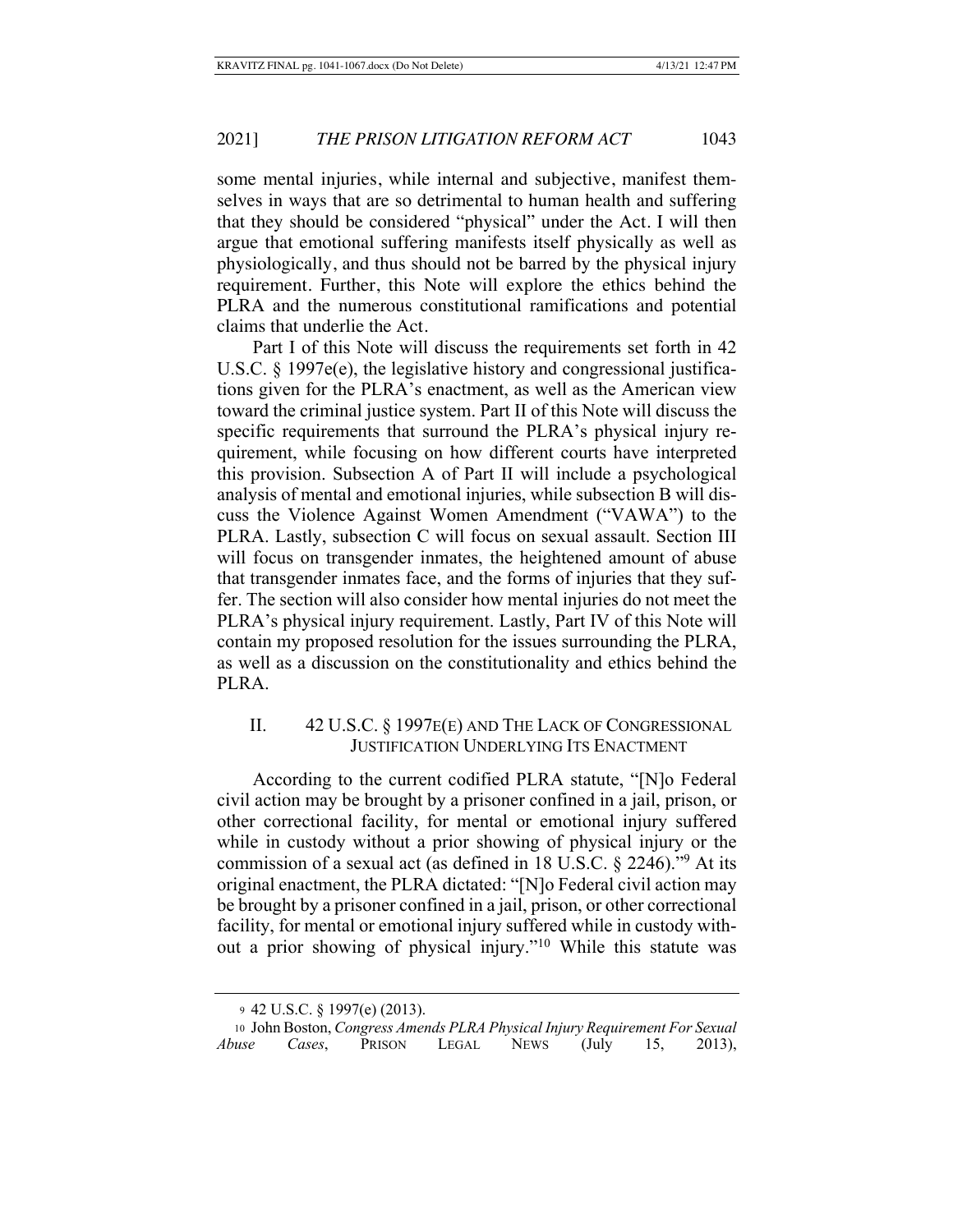some mental injuries, while internal and subjective, manifest themselves in ways that are so detrimental to human health and suffering that they should be considered "physical" under the Act. I will then argue that emotional suffering manifests itself physically as well as physiologically, and thus should not be barred by the physical injury requirement. Further, this Note will explore the ethics behind the PLRA and the numerous constitutional ramifications and potential claims that underlie the Act.

Part I of this Note will discuss the requirements set forth in 42 U.S.C. § 1997e(e), the legislative history and congressional justifications given for the PLRA's enactment, as well as the American view toward the criminal justice system. Part II of this Note will discuss the specific requirements that surround the PLRA's physical injury requirement, while focusing on how different courts have interpreted this provision. Subsection A of Part II will include a psychological analysis of mental and emotional injuries, while subsection B will discuss the Violence Against Women Amendment ("VAWA") to the PLRA. Lastly, subsection C will focus on sexual assault. Section III will focus on transgender inmates, the heightened amount of abuse that transgender inmates face, and the forms of injuries that they suffer. The section will also consider how mental injuries do not meet the PLRA's physical injury requirement. Lastly, Part IV of this Note will contain my proposed resolution for the issues surrounding the PLRA, as well as a discussion on the constitutionality and ethics behind the PLRA.

## II. 42 U.S.C. § 1997E(E) AND THE LACK OF CONGRESSIONAL JUSTIFICATION UNDERLYING ITS ENACTMENT

According to the current codified PLRA statute, "[N]o Federal civil action may be brought by a prisoner confined in a jail, prison, or other correctional facility, for mental or emotional injury suffered while in custody without a prior showing of physical injury or the commission of a sexual act (as defined in 18 U.S.C. § 2246)."[9] At its original enactment, the PLRA dictated: "[N]o Federal civil action may be brought by a prisoner confined in a jail, prison, or other correctional facility, for mental or emotional injury suffered while in custody without a prior showing of physical injury."[10] While this statute was

---

9 42 U.S.C. § 1997(e) (2013).

10 John Boston, *Congress Amends PLRA Physical Injury Requirement For Sexual Abuse Cases*, PRISON LEGAL NEWS (July 15, 2013),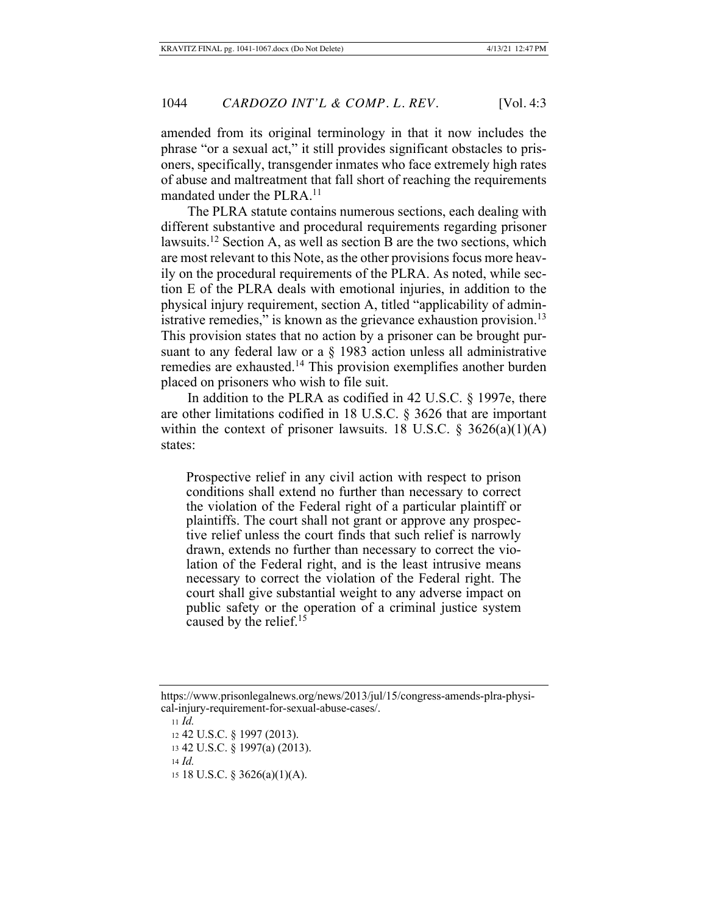amended from its original terminology in that it now includes the phrase "or a sexual act," it still provides significant obstacles to prisoners, specifically, transgender inmates who face extremely high rates of abuse and maltreatment that fall short of reaching the requirements mandated under the PLRA.[11]

The PLRA statute contains numerous sections, each dealing with different substantive and procedural requirements regarding prisoner lawsuits.[12] Section A, as well as section B are the two sections, which are most relevant to this Note, as the other provisions focus more heavily on the procedural requirements of the PLRA. As noted, while section E of the PLRA deals with emotional injuries, in addition to the physical injury requirement, section A, titled "applicability of administrative remedies," is known as the grievance exhaustion provision.[13] This provision states that no action by a prisoner can be brought pursuant to any federal law or a § 1983 action unless all administrative remedies are exhausted.[14] This provision exemplifies another burden placed on prisoners who wish to file suit.

In addition to the PLRA as codified in 42 U.S.C. § 1997e, there are other limitations codified in 18 U.S.C. § 3626 that are important within the context of prisoner lawsuits. 18 U.S.C. § 3626(a)(1)(A) states:

> Prospective relief in any civil action with respect to prison conditions shall extend no further than necessary to correct the violation of the Federal right of a particular plaintiff or plaintiffs. The court shall not grant or approve any prospective relief unless the court finds that such relief is narrowly drawn, extends no further than necessary to correct the violation of the Federal right, and is the least intrusive means necessary to correct the violation of the Federal right. The court shall give substantial weight to any adverse impact on public safety or the operation of a criminal justice system caused by the relief.[15]

---

https://www.prisonlegalnews.org/news/2013/jul/15/congress-amends-plra-physical-injury-requirement-for-sexual-abuse-cases/.

11 *Id.*

12 42 U.S.C. § 1997 (2013).

13 42 U.S.C. § 1997(a) (2013).

14 *Id.*

15 18 U.S.C. § 3626(a)(1)(A).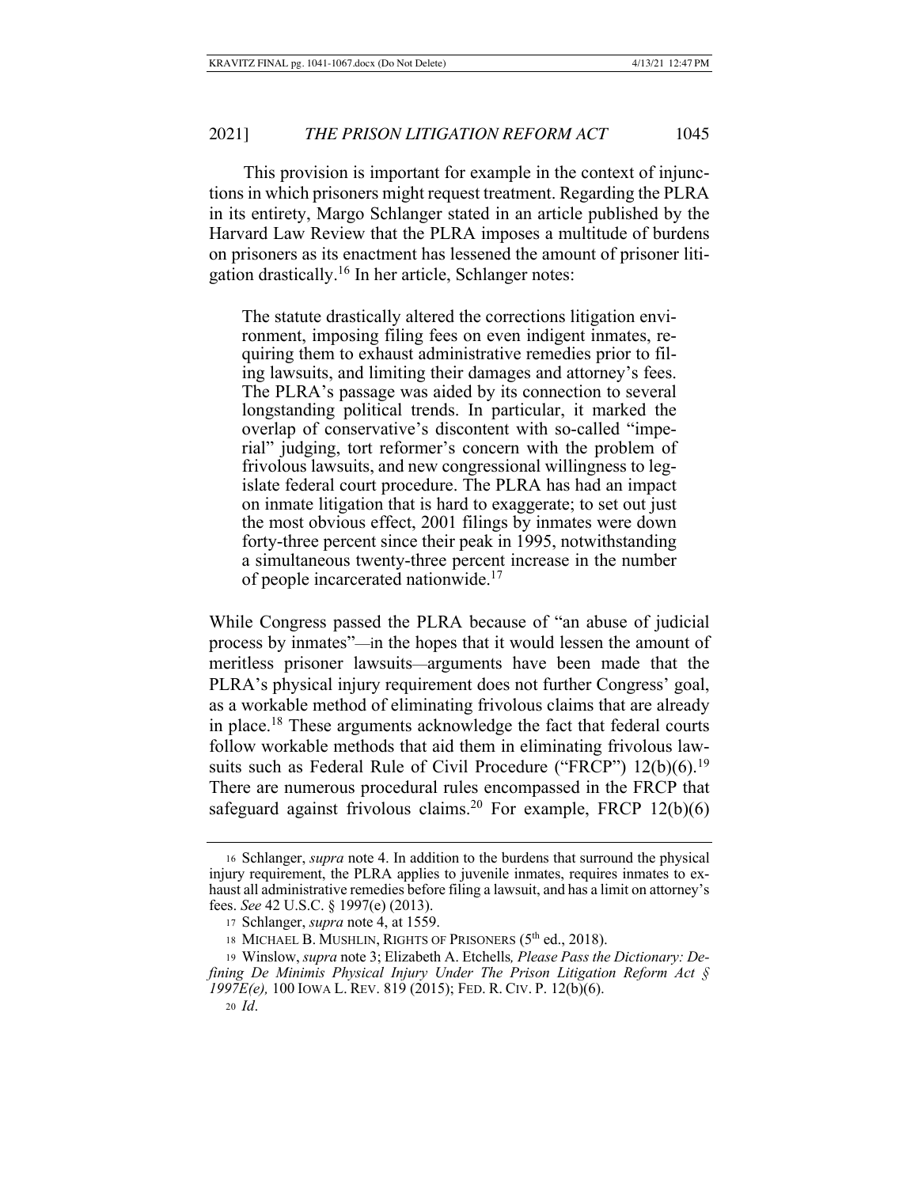This provision is important for example in the context of injunctions in which prisoners might request treatment. Regarding the PLRA in its entirety, Margo Schlanger stated in an article published by the Harvard Law Review that the PLRA imposes a multitude of burdens on prisoners as its enactment has lessened the amount of prisoner litigation drastically.[16] In her article, Schlanger notes:

> The statute drastically altered the corrections litigation environment, imposing filing fees on even indigent inmates, requiring them to exhaust administrative remedies prior to filing lawsuits, and limiting their damages and attorney's fees. The PLRA's passage was aided by its connection to several longstanding political trends. In particular, it marked the overlap of conservative's discontent with so-called "imperial" judging, tort reformer's concern with the problem of frivolous lawsuits, and new congressional willingness to legislate federal court procedure. The PLRA has had an impact on inmate litigation that is hard to exaggerate; to set out just the most obvious effect, 2001 filings by inmates were down forty-three percent since their peak in 1995, notwithstanding a simultaneous twenty-three percent increase in the number of people incarcerated nationwide.[17]

While Congress passed the PLRA because of "an abuse of judicial process by inmates"—in the hopes that it would lessen the amount of meritless prisoner lawsuits—arguments have been made that the PLRA's physical injury requirement does not further Congress' goal, as a workable method of eliminating frivolous claims that are already in place.[18] These arguments acknowledge the fact that federal courts follow workable methods that aid them in eliminating frivolous lawsuits such as Federal Rule of Civil Procedure ("FRCP") 12(b)(6).[19] There are numerous procedural rules encompassed in the FRCP that safeguard against frivolous claims.[20] For example, FRCP 12(b)(6)

---

16 Schlanger, *supra* note 4. In addition to the burdens that surround the physical injury requirement, the PLRA applies to juvenile inmates, requires inmates to exhaust all administrative remedies before filing a lawsuit, and has a limit on attorney's fees. *See* 42 U.S.C. § 1997(e) (2013).

17 Schlanger, *supra* note 4, at 1559.

18 MICHAEL B. MUSHLIN, RIGHTS OF PRISONERS (5th ed., 2018).

19 Winslow, *supra* note 3; Elizabeth A. Etchells*, Please Pass the Dictionary: Defining De Minimis Physical Injury Under The Prison Litigation Reform Act § 1997E(e),* 100 IOWA L. REV. 819 (2015); FED. R. CIV. P. 12(b)(6).

20 *Id*.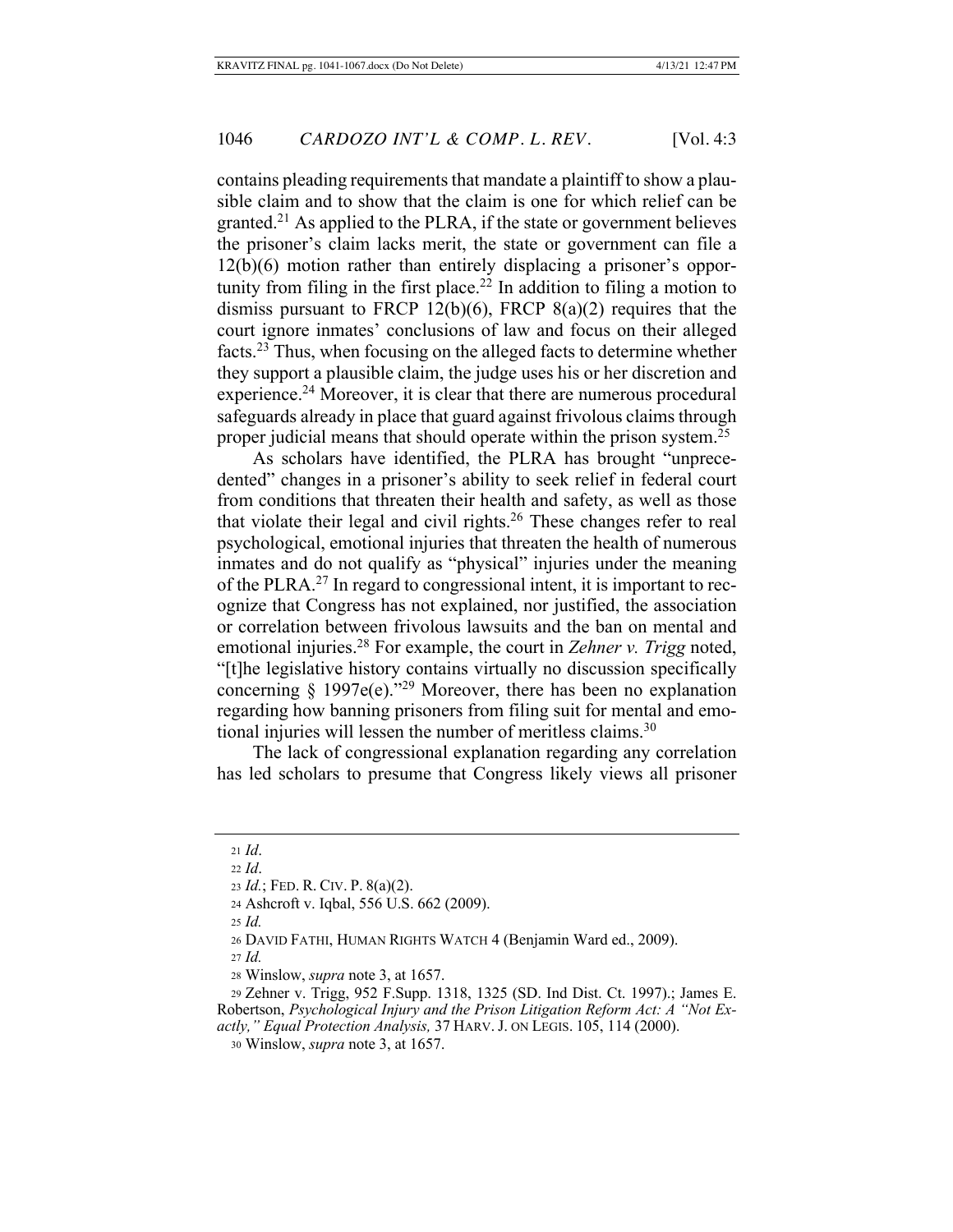contains pleading requirements that mandate a plaintiff to show a plausible claim and to show that the claim is one for which relief can be granted.[21] As applied to the PLRA, if the state or government believes the prisoner's claim lacks merit, the state or government can file a 12(b)(6) motion rather than entirely displacing a prisoner's opportunity from filing in the first place.[22] In addition to filing a motion to dismiss pursuant to FRCP 12(b)(6), FRCP 8(a)(2) requires that the court ignore inmates' conclusions of law and focus on their alleged facts.[23] Thus, when focusing on the alleged facts to determine whether they support a plausible claim, the judge uses his or her discretion and experience.[24] Moreover, it is clear that there are numerous procedural safeguards already in place that guard against frivolous claims through proper judicial means that should operate within the prison system.[25]

As scholars have identified, the PLRA has brought "unprecedented" changes in a prisoner's ability to seek relief in federal court from conditions that threaten their health and safety, as well as those that violate their legal and civil rights.[26] These changes refer to real psychological, emotional injuries that threaten the health of numerous inmates and do not qualify as "physical" injuries under the meaning of the PLRA.[27] In regard to congressional intent, it is important to recognize that Congress has not explained, nor justified, the association or correlation between frivolous lawsuits and the ban on mental and emotional injuries.[28] For example, the court in *Zehner v. Trigg* noted, "[t]he legislative history contains virtually no discussion specifically concerning § 1997e(e)."[29] Moreover, there has been no explanation regarding how banning prisoners from filing suit for mental and emotional injuries will lessen the number of meritless claims.[30]

The lack of congressional explanation regarding any correlation has led scholars to presume that Congress likely views all prisoner

---

21 *Id*.

22 *Id*.

23 *Id.*; FED. R. CIV. P. 8(a)(2).

24 Ashcroft v. Iqbal, 556 U.S. 662 (2009).

25 *Id.*

26 DAVID FATHI, HUMAN RIGHTS WATCH 4 (Benjamin Ward ed., 2009).

27 *Id.*

28 Winslow, *supra* note 3, at 1657.

29 Zehner v. Trigg, 952 F.Supp. 1318, 1325 (SD. Ind Dist. Ct. 1997).; James E. Robertson, *Psychological Injury and the Prison Litigation Reform Act: A "Not Exactly," Equal Protection Analysis,* 37 HARV. J. ON LEGIS. 105, 114 (2000).

30 Winslow, *supra* note 3, at 1657.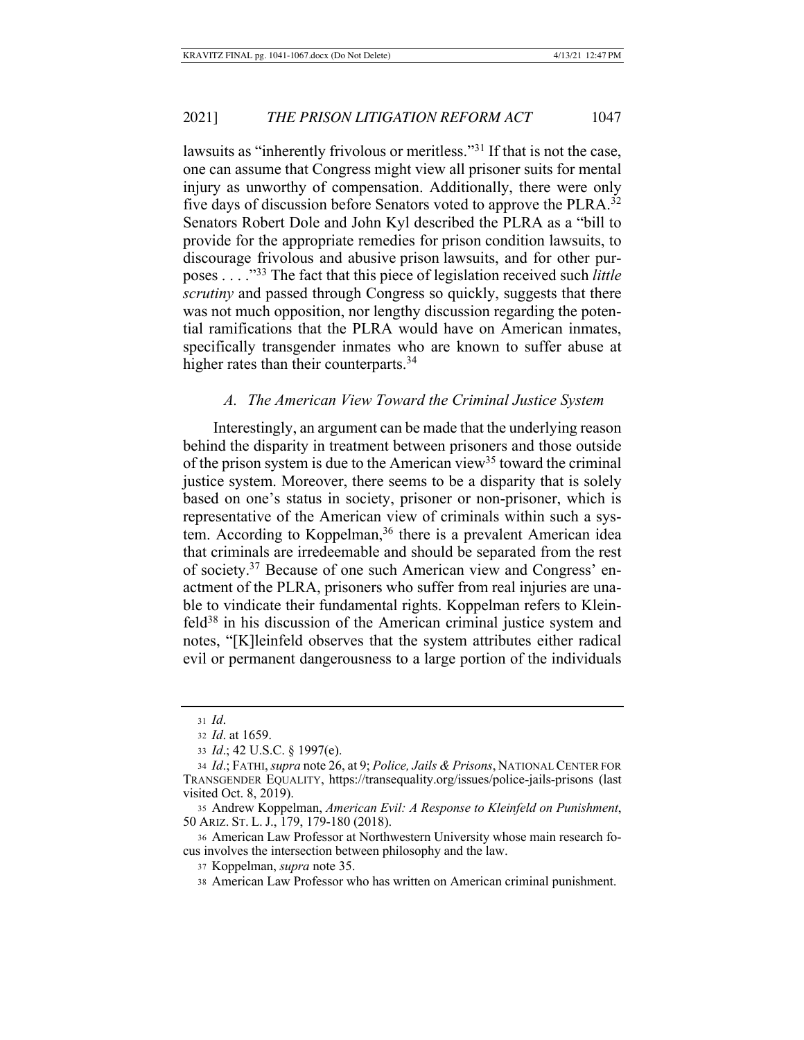lawsuits as "inherently frivolous or meritless."[31] If that is not the case, one can assume that Congress might view all prisoner suits for mental injury as unworthy of compensation. Additionally, there were only five days of discussion before Senators voted to approve the PLRA.[32] Senators Robert Dole and John Kyl described the PLRA as a "bill to provide for the appropriate remedies for prison condition lawsuits, to discourage frivolous and abusive prison lawsuits, and for other purposes . . . ."[33] The fact that this piece of legislation received such *little scrutiny* and passed through Congress so quickly, suggests that there was not much opposition, nor lengthy discussion regarding the potential ramifications that the PLRA would have on American inmates, specifically transgender inmates who are known to suffer abuse at higher rates than their counterparts.[34]

### *A. The American View Toward the Criminal Justice System*

Interestingly, an argument can be made that the underlying reason behind the disparity in treatment between prisoners and those outside of the prison system is due to the American view[35] toward the criminal justice system. Moreover, there seems to be a disparity that is solely based on one's status in society, prisoner or non-prisoner, which is representative of the American view of criminals within such a system. According to Koppelman,[36] there is a prevalent American idea that criminals are irredeemable and should be separated from the rest of society.[37] Because of one such American view and Congress' enactment of the PLRA, prisoners who suffer from real injuries are unable to vindicate their fundamental rights. Koppelman refers to Kleinfeld[38] in his discussion of the American criminal justice system and notes, "[K]leinfeld observes that the system attributes either radical evil or permanent dangerousness to a large portion of the individuals

---

[31] *Id*.

[32] *Id*. at 1659.

[33] *Id*.; 42 U.S.C. § 1997(e).

[34] *Id*.; FATHI, *supra* note 26, at 9; *Police, Jails & Prisons*, NATIONAL CENTER FOR TRANSGENDER EQUALITY, https://transequality.org/issues/police-jails-prisons (last visited Oct. 8, 2019).

[35] Andrew Koppelman, *American Evil: A Response to Kleinfeld on Punishment*, 50 ARIZ. ST. L. J., 179, 179-180 (2018).

[36] American Law Professor at Northwestern University whose main research focus involves the intersection between philosophy and the law.

[37] Koppelman, *supra* note 35.

[38] American Law Professor who has written on American criminal punishment.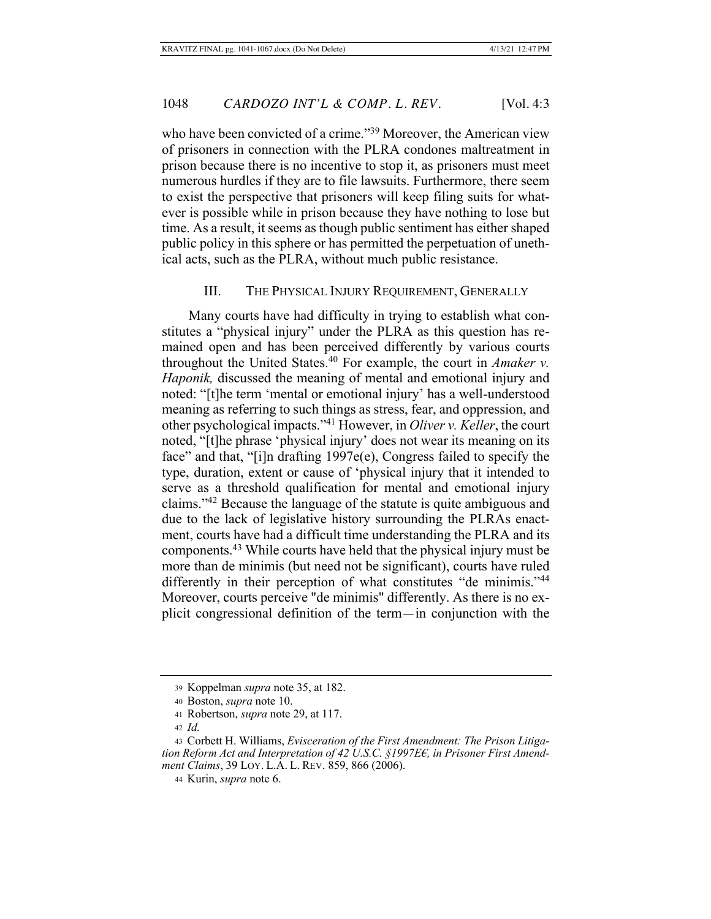who have been convicted of a crime."[39] Moreover, the American view of prisoners in connection with the PLRA condones maltreatment in prison because there is no incentive to stop it, as prisoners must meet numerous hurdles if they are to file lawsuits. Furthermore, there seem to exist the perspective that prisoners will keep filing suits for whatever is possible while in prison because they have nothing to lose but time. As a result, it seems as though public sentiment has either shaped public policy in this sphere or has permitted the perpetuation of unethical acts, such as the PLRA, without much public resistance.

## III. The Physical Injury Requirement, Generally

Many courts have had difficulty in trying to establish what constitutes a "physical injury" under the PLRA as this question has remained open and has been perceived differently by various courts throughout the United States.[40] For example, the court in *Amaker v. Haponik,* discussed the meaning of mental and emotional injury and noted: "[t]he term 'mental or emotional injury' has a well-understood meaning as referring to such things as stress, fear, and oppression, and other psychological impacts."[41] However, in *Oliver v. Keller*, the court noted, "[t]he phrase 'physical injury' does not wear its meaning on its face" and that, "[i]n drafting 1997e(e), Congress failed to specify the type, duration, extent or cause of 'physical injury that it intended to serve as a threshold qualification for mental and emotional injury claims."[42] Because the language of the statute is quite ambiguous and due to the lack of legislative history surrounding the PLRAs enactment, courts have had a difficult time understanding the PLRA and its components.[43] While courts have held that the physical injury must be more than de minimis (but need not be significant), courts have ruled differently in their perception of what constitutes "de minimis."[44] Moreover, courts perceive "de minimis" differently. As there is no explicit congressional definition of the term—in conjunction with the

---

39 Koppelman *supra* note 35, at 182.

40 Boston, *supra* note 10.

41 Robertson, *supra* note 29, at 117.

42 *Id.*

43 Corbett H. Williams, *Evisceration of the First Amendment: The Prison Litigation Reform Act and Interpretation of 42 U.S.C. §1997E€, in Prisoner First Amendment Claims*, 39 LOY. L.A. L. REV. 859, 866 (2006).

44 Kurin, *supra* note 6.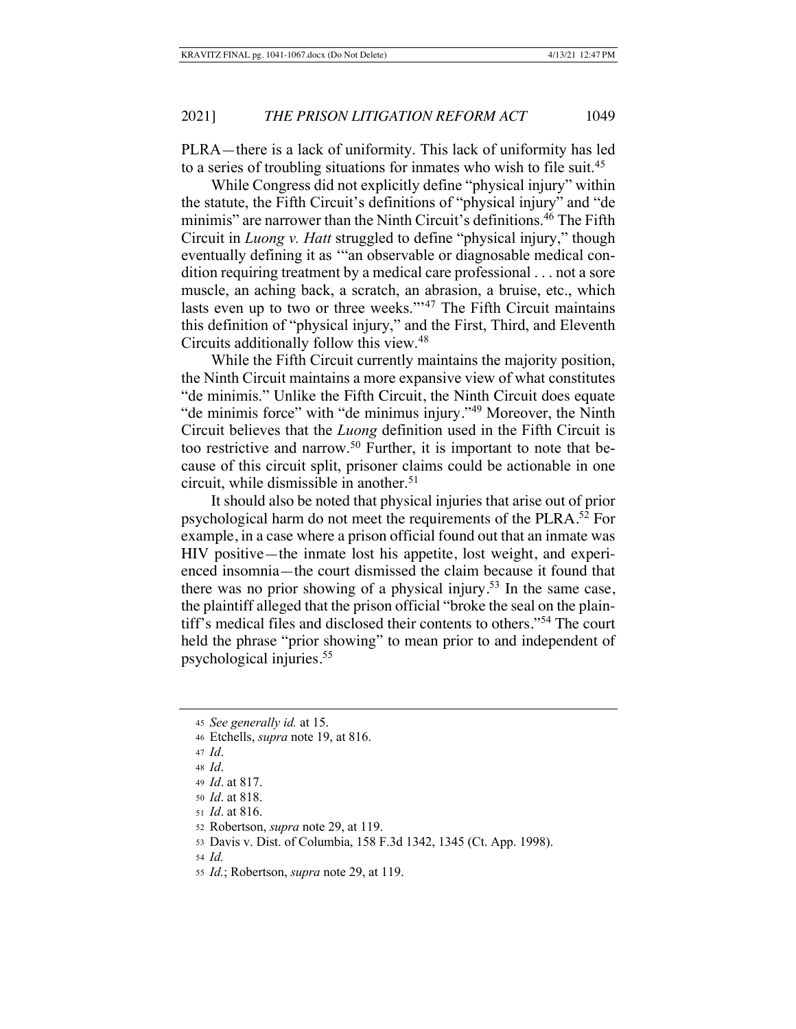PLRA—there is a lack of uniformity. This lack of uniformity has led to a series of troubling situations for inmates who wish to file suit.[45]

While Congress did not explicitly define "physical injury" within the statute, the Fifth Circuit's definitions of "physical injury" and "de minimis" are narrower than the Ninth Circuit's definitions.[46] The Fifth Circuit in *Luong v. Hatt* struggled to define "physical injury," though eventually defining it as '"an observable or diagnosable medical condition requiring treatment by a medical care professional . . . not a sore muscle, an aching back, a scratch, an abrasion, a bruise, etc., which lasts even up to two or three weeks."'[47] The Fifth Circuit maintains this definition of "physical injury," and the First, Third, and Eleventh Circuits additionally follow this view.[48]

While the Fifth Circuit currently maintains the majority position, the Ninth Circuit maintains a more expansive view of what constitutes "de minimis." Unlike the Fifth Circuit, the Ninth Circuit does equate "de minimis force" with "de minimus injury."[49] Moreover, the Ninth Circuit believes that the *Luong* definition used in the Fifth Circuit is too restrictive and narrow.[50] Further, it is important to note that because of this circuit split, prisoner claims could be actionable in one circuit, while dismissible in another.[51]

It should also be noted that physical injuries that arise out of prior psychological harm do not meet the requirements of the PLRA.[52] For example, in a case where a prison official found out that an inmate was HIV positive—the inmate lost his appetite, lost weight, and experienced insomnia—the court dismissed the claim because it found that there was no prior showing of a physical injury.[53] In the same case, the plaintiff alleged that the prison official "broke the seal on the plaintiff's medical files and disclosed their contents to others."[54] The court held the phrase "prior showing" to mean prior to and independent of psychological injuries.[55]

---

45 *See generally id.* at 15.

46 Etchells, *supra* note 19, at 816.

47 *Id*.

48 *Id*.

49 *Id*. at 817.

50 *Id*. at 818.

51 *Id*. at 816.

52 Robertson, *supra* note 29, at 119.

53 Davis v. Dist. of Columbia, 158 F.3d 1342, 1345 (Ct. App. 1998).

54 *Id.*

55 *Id.*; Robertson, *supra* note 29, at 119.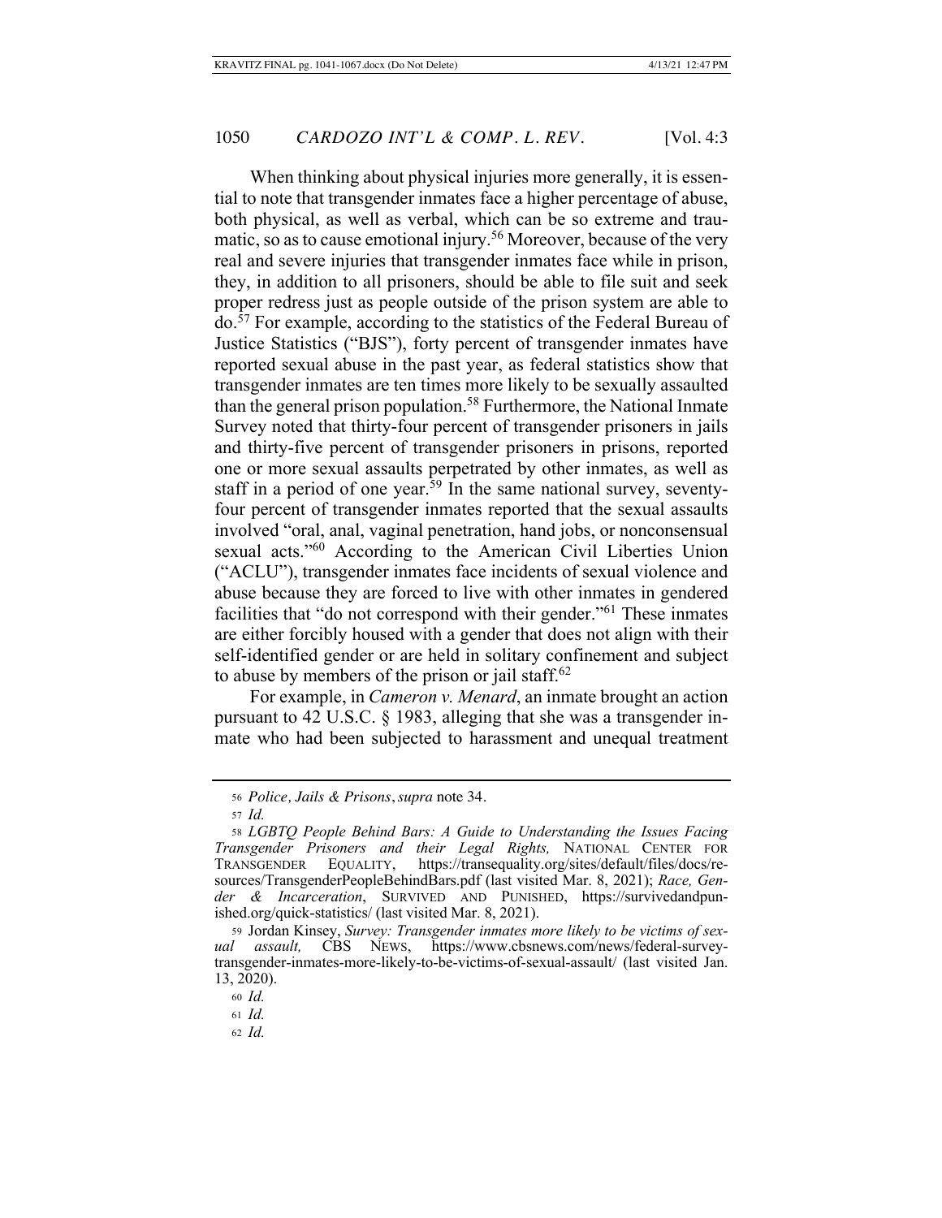When thinking about physical injuries more generally, it is essential to note that transgender inmates face a higher percentage of abuse, both physical, as well as verbal, which can be so extreme and traumatic, so as to cause emotional injury.[56] Moreover, because of the very real and severe injuries that transgender inmates face while in prison, they, in addition to all prisoners, should be able to file suit and seek proper redress just as people outside of the prison system are able to do.[57] For example, according to the statistics of the Federal Bureau of Justice Statistics ("BJS"), forty percent of transgender inmates have reported sexual abuse in the past year, as federal statistics show that transgender inmates are ten times more likely to be sexually assaulted than the general prison population.[58] Furthermore, the National Inmate Survey noted that thirty-four percent of transgender prisoners in jails and thirty-five percent of transgender prisoners in prisons, reported one or more sexual assaults perpetrated by other inmates, as well as staff in a period of one year.[59] In the same national survey, seventy-four percent of transgender inmates reported that the sexual assaults involved "oral, anal, vaginal penetration, hand jobs, or nonconsensual sexual acts."[60] According to the American Civil Liberties Union ("ACLU"), transgender inmates face incidents of sexual violence and abuse because they are forced to live with other inmates in gendered facilities that "do not correspond with their gender."[61] These inmates are either forcibly housed with a gender that does not align with their self-identified gender or are held in solitary confinement and subject to abuse by members of the prison or jail staff.[62]

For example, in *Cameron v. Menard*, an inmate brought an action pursuant to 42 U.S.C. § 1983, alleging that she was a transgender inmate who had been subjected to harassment and unequal treatment

---

[56] *Police, Jails & Prisons*, *supra* note 34.

[57] *Id.*

[58] *LGBTQ People Behind Bars: A Guide to Understanding the Issues Facing Transgender Prisoners and their Legal Rights,* NATIONAL CENTER FOR TRANSGENDER EQUALITY, https://transequality.org/sites/default/files/docs/resources/TransgenderPeopleBehindBars.pdf (last visited Mar. 8, 2021); *Race, Gender & Incarceration*, SURVIVED AND PUNISHED, https://survivedandpunished.org/quick-statistics/ (last visited Mar. 8, 2021).

[59] Jordan Kinsey, *Survey: Transgender inmates more likely to be victims of sexual assault,* CBS NEWS, https://www.cbsnews.com/news/federal-survey-transgender-inmates-more-likely-to-be-victims-of-sexual-assault/ (last visited Jan. 13, 2020).

[60] *Id.*

[61] *Id.*

[62] *Id.*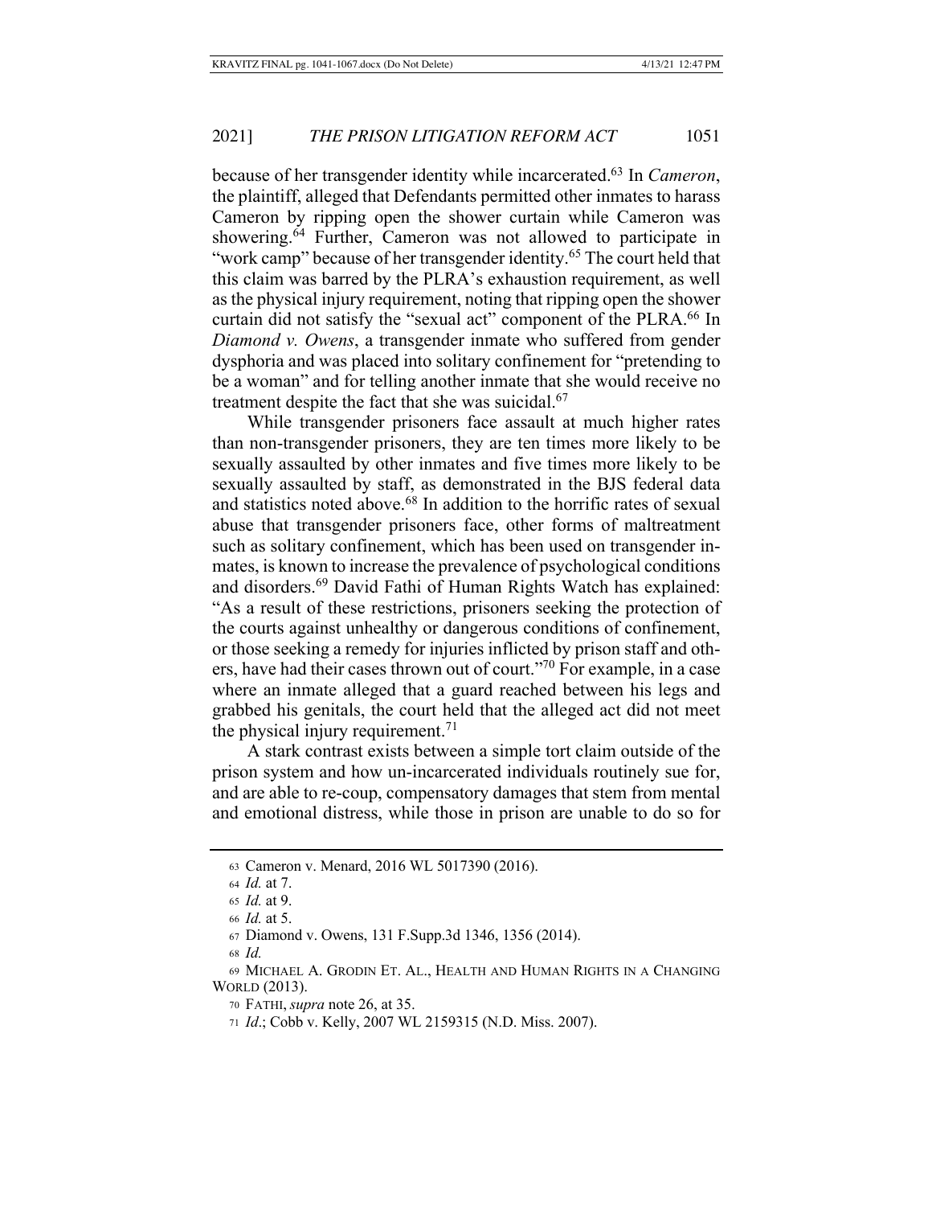because of her transgender identity while incarcerated.[63] In *Cameron*, the plaintiff, alleged that Defendants permitted other inmates to harass Cameron by ripping open the shower curtain while Cameron was showering.[64] Further, Cameron was not allowed to participate in "work camp" because of her transgender identity.[65] The court held that this claim was barred by the PLRA's exhaustion requirement, as well as the physical injury requirement, noting that ripping open the shower curtain did not satisfy the "sexual act" component of the PLRA.[66] In *Diamond v. Owens*, a transgender inmate who suffered from gender dysphoria and was placed into solitary confinement for "pretending to be a woman" and for telling another inmate that she would receive no treatment despite the fact that she was suicidal.[67]

While transgender prisoners face assault at much higher rates than non-transgender prisoners, they are ten times more likely to be sexually assaulted by other inmates and five times more likely to be sexually assaulted by staff, as demonstrated in the BJS federal data and statistics noted above.[68] In addition to the horrific rates of sexual abuse that transgender prisoners face, other forms of maltreatment such as solitary confinement, which has been used on transgender inmates, is known to increase the prevalence of psychological conditions and disorders.[69] David Fathi of Human Rights Watch has explained: "As a result of these restrictions, prisoners seeking the protection of the courts against unhealthy or dangerous conditions of confinement, or those seeking a remedy for injuries inflicted by prison staff and others, have had their cases thrown out of court."[70] For example, in a case where an inmate alleged that a guard reached between his legs and grabbed his genitals, the court held that the alleged act did not meet the physical injury requirement.[71]

A stark contrast exists between a simple tort claim outside of the prison system and how un-incarcerated individuals routinely sue for, and are able to re-coup, compensatory damages that stem from mental and emotional distress, while those in prison are unable to do so for

---

63 Cameron v. Menard, 2016 WL 5017390 (2016).

64 *Id.* at 7.

65 *Id.* at 9.

66 *Id.* at 5.

67 Diamond v. Owens, 131 F.Supp.3d 1346, 1356 (2014).

68 *Id.*

69 MICHAEL A. GRODIN ET. AL., HEALTH AND HUMAN RIGHTS IN A CHANGING WORLD (2013).

70 FATHI, *supra* note 26, at 35.

71 *Id*.; Cobb v. Kelly, 2007 WL 2159315 (N.D. Miss. 2007).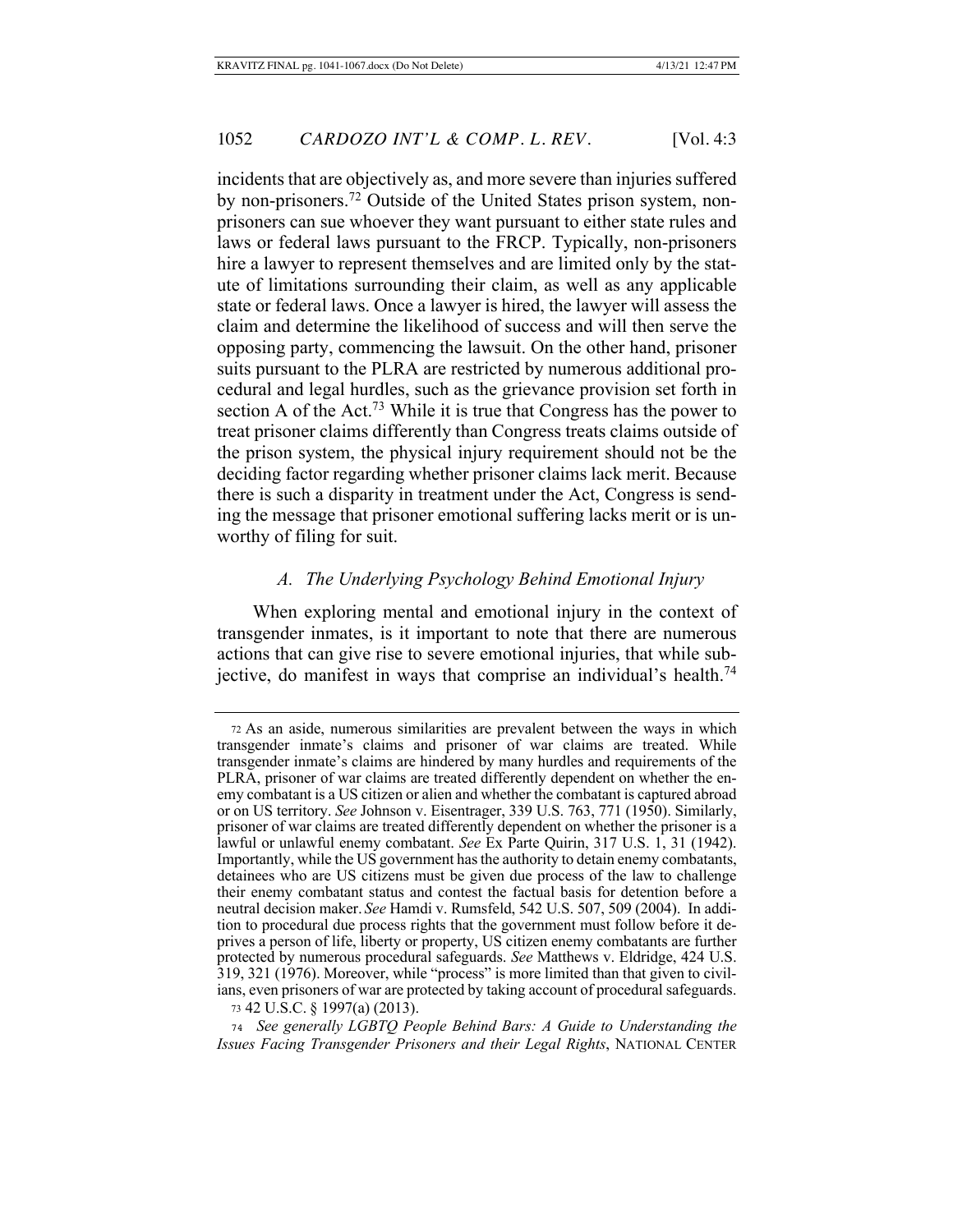incidents that are objectively as, and more severe than injuries suffered by non-prisoners.[72] Outside of the United States prison system, non-prisoners can sue whoever they want pursuant to either state rules and laws or federal laws pursuant to the FRCP. Typically, non-prisoners hire a lawyer to represent themselves and are limited only by the statute of limitations surrounding their claim, as well as any applicable state or federal laws. Once a lawyer is hired, the lawyer will assess the claim and determine the likelihood of success and will then serve the opposing party, commencing the lawsuit. On the other hand, prisoner suits pursuant to the PLRA are restricted by numerous additional procedural and legal hurdles, such as the grievance provision set forth in section A of the Act.[73] While it is true that Congress has the power to treat prisoner claims differently than Congress treats claims outside of the prison system, the physical injury requirement should not be the deciding factor regarding whether prisoner claims lack merit. Because there is such a disparity in treatment under the Act, Congress is sending the message that prisoner emotional suffering lacks merit or is unworthy of filing for suit.

### *A. The Underlying Psychology Behind Emotional Injury*

When exploring mental and emotional injury in the context of transgender inmates, is it important to note that there are numerous actions that can give rise to severe emotional injuries, that while subjective, do manifest in ways that comprise an individual's health.[74]

---

[72] As an aside, numerous similarities are prevalent between the ways in which transgender inmate's claims and prisoner of war claims are treated. While transgender inmate's claims are hindered by many hurdles and requirements of the PLRA, prisoner of war claims are treated differently dependent on whether the enemy combatant is a US citizen or alien and whether the combatant is captured abroad or on US territory. *See* Johnson v. Eisentrager, 339 U.S. 763, 771 (1950). Similarly, prisoner of war claims are treated differently dependent on whether the prisoner is a lawful or unlawful enemy combatant. *See* Ex Parte Quirin, 317 U.S. 1, 31 (1942). Importantly, while the US government has the authority to detain enemy combatants, detainees who are US citizens must be given due process of the law to challenge their enemy combatant status and contest the factual basis for detention before a neutral decision maker. *See* Hamdi v. Rumsfeld, 542 U.S. 507, 509 (2004). In addition to procedural due process rights that the government must follow before it deprives a person of life, liberty or property, US citizen enemy combatants are further protected by numerous procedural safeguards. *See* Matthews v. Eldridge, 424 U.S. 319, 321 (1976). Moreover, while "process" is more limited than that given to civilians, even prisoners of war are protected by taking account of procedural safeguards.

[73] 42 U.S.C. § 1997(a) (2013).

[74] *See generally LGBTQ People Behind Bars: A Guide to Understanding the Issues Facing Transgender Prisoners and their Legal Rights*, NATIONAL CENTER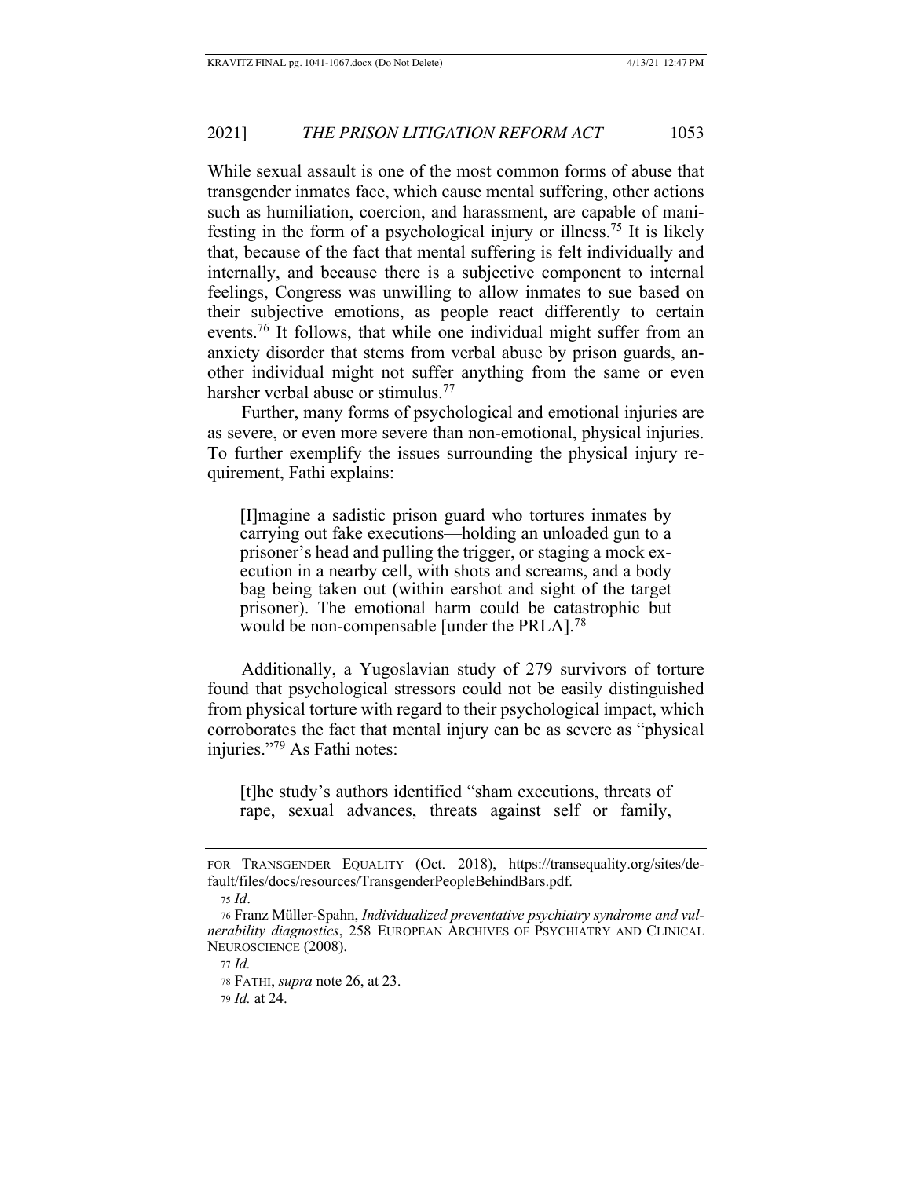While sexual assault is one of the most common forms of abuse that transgender inmates face, which cause mental suffering, other actions such as humiliation, coercion, and harassment, are capable of manifesting in the form of a psychological injury or illness.[75] It is likely that, because of the fact that mental suffering is felt individually and internally, and because there is a subjective component to internal feelings, Congress was unwilling to allow inmates to sue based on their subjective emotions, as people react differently to certain events.[76] It follows, that while one individual might suffer from an anxiety disorder that stems from verbal abuse by prison guards, another individual might not suffer anything from the same or even harsher verbal abuse or stimulus.[77]

Further, many forms of psychological and emotional injuries are as severe, or even more severe than non-emotional, physical injuries. To further exemplify the issues surrounding the physical injury requirement, Fathi explains:

> [I]magine a sadistic prison guard who tortures inmates by carrying out fake executions—holding an unloaded gun to a prisoner's head and pulling the trigger, or staging a mock execution in a nearby cell, with shots and screams, and a body bag being taken out (within earshot and sight of the target prisoner). The emotional harm could be catastrophic but would be non-compensable [under the PRLA].[78]

Additionally, a Yugoslavian study of 279 survivors of torture found that psychological stressors could not be easily distinguished from physical torture with regard to their psychological impact, which corroborates the fact that mental injury can be as severe as "physical injuries."[79] As Fathi notes:

> [t]he study's authors identified "sham executions, threats of rape, sexual advances, threats against self or family,

---

FOR TRANSGENDER EQUALITY (Oct. 2018), https://transequality.org/sites/default/files/docs/resources/TransgenderPeopleBehindBars.pdf.

[75] *Id*.

[76] Franz Müller-Spahn, *Individualized preventative psychiatry syndrome and vulnerability diagnostics*, 258 EUROPEAN ARCHIVES OF PSYCHIATRY AND CLINICAL NEUROSCIENCE (2008).

[77] *Id.*

[78] FATHI, *supra* note 26, at 23.

[79] *Id.* at 24.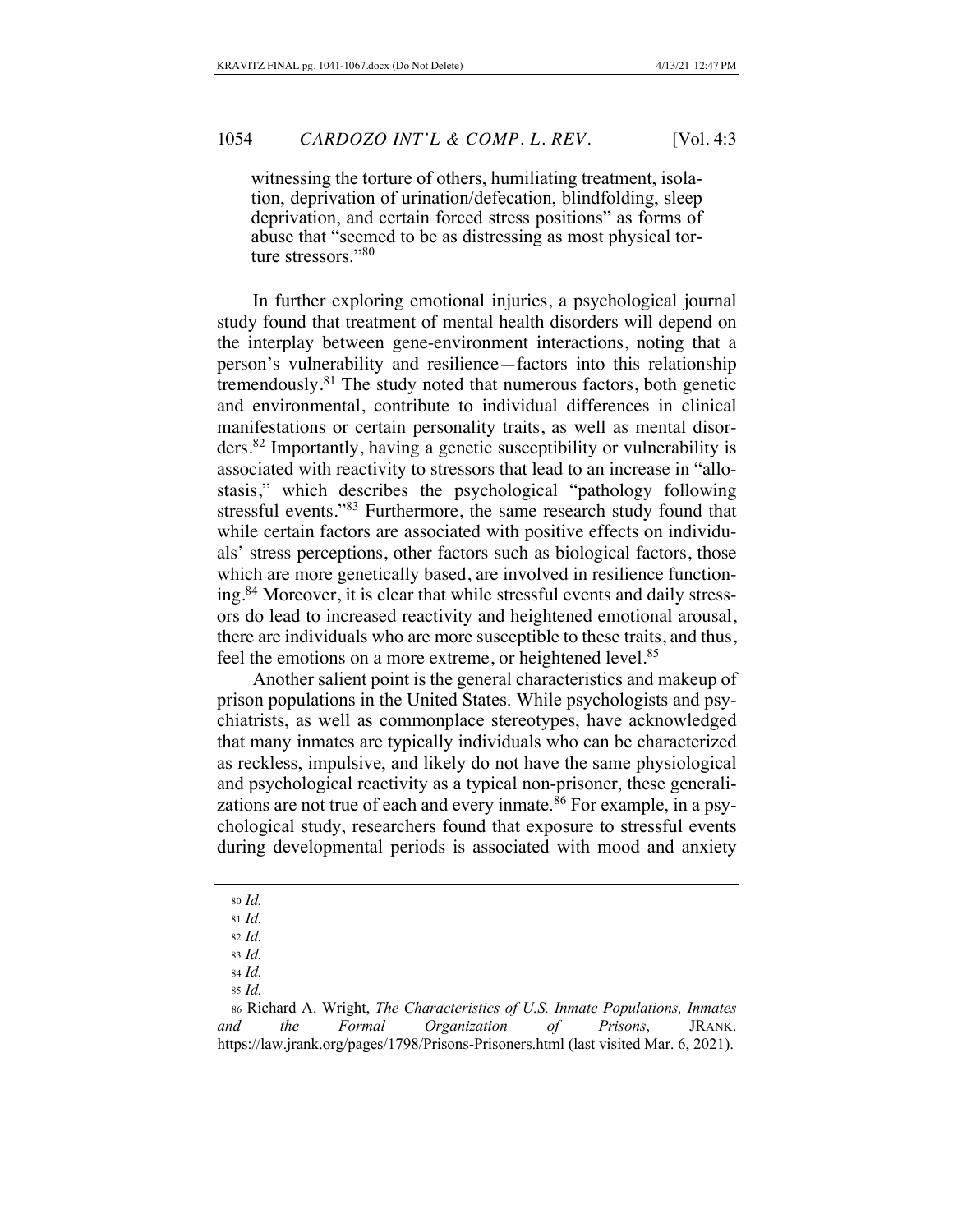witnessing the torture of others, humiliating treatment, isolation, deprivation of urination/defecation, blindfolding, sleep deprivation, and certain forced stress positions" as forms of abuse that "seemed to be as distressing as most physical torture stressors."[80]

In further exploring emotional injuries, a psychological journal study found that treatment of mental health disorders will depend on the interplay between gene-environment interactions, noting that a person's vulnerability and resilience—factors into this relationship tremendously.[81] The study noted that numerous factors, both genetic and environmental, contribute to individual differences in clinical manifestations or certain personality traits, as well as mental disorders.[82] Importantly, having a genetic susceptibility or vulnerability is associated with reactivity to stressors that lead to an increase in "allostasis," which describes the psychological "pathology following stressful events."[83] Furthermore, the same research study found that while certain factors are associated with positive effects on individuals' stress perceptions, other factors such as biological factors, those which are more genetically based, are involved in resilience functioning.[84] Moreover, it is clear that while stressful events and daily stressors do lead to increased reactivity and heightened emotional arousal, there are individuals who are more susceptible to these traits, and thus, feel the emotions on a more extreme, or heightened level.[85]

Another salient point is the general characteristics and makeup of prison populations in the United States. While psychologists and psychiatrists, as well as commonplace stereotypes, have acknowledged that many inmates are typically individuals who can be characterized as reckless, impulsive, and likely do not have the same physiological and psychological reactivity as a typical non-prisoner, these generalizations are not true of each and every inmate.[86] For example, in a psychological study, researchers found that exposure to stressful events during developmental periods is associated with mood and anxiety

---

[80] *Id.*

[81] *Id.*

[82] *Id.*

[83] *Id.*

[84] *Id.*

[85] *Id.*

[86] Richard A. Wright, *The Characteristics of U.S. Inmate Populations, Inmates and the Formal Organization of Prisons*, JRANK. https://law.jrank.org/pages/1798/Prisons-Prisoners.html (last visited Mar. 6, 2021).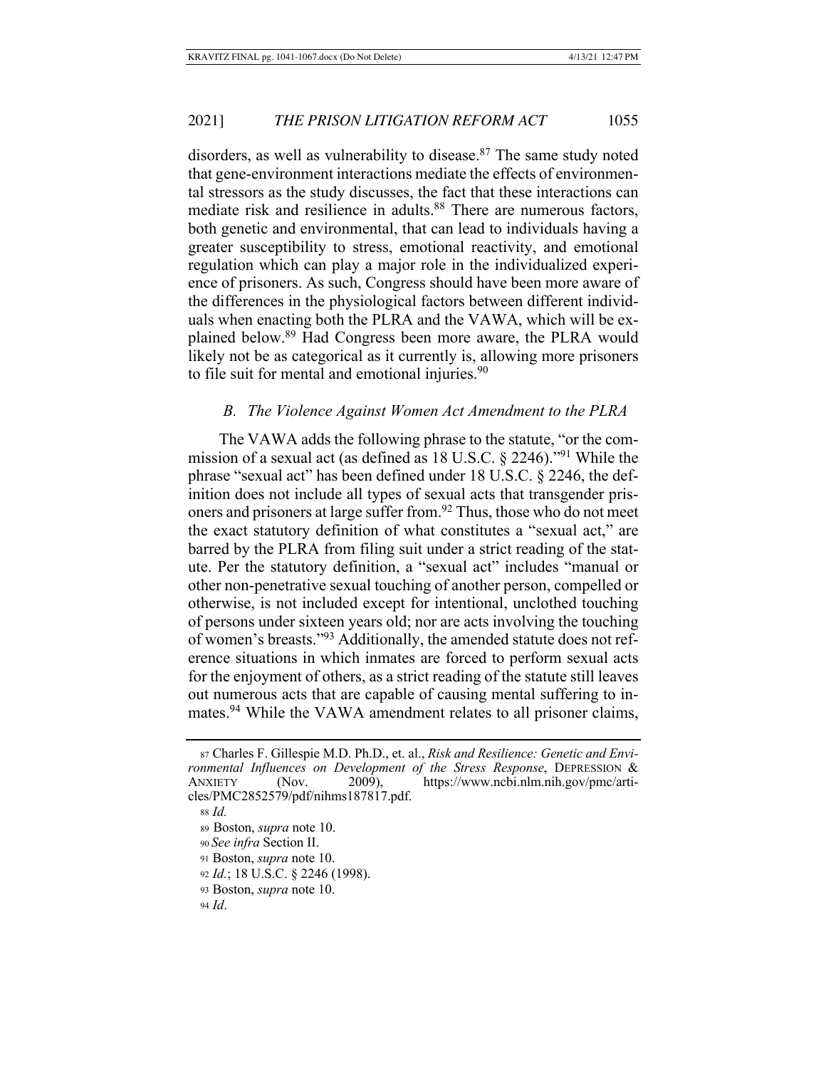disorders, as well as vulnerability to disease.[87] The same study noted that gene-environment interactions mediate the effects of environmental stressors as the study discusses, the fact that these interactions can mediate risk and resilience in adults.[88] There are numerous factors, both genetic and environmental, that can lead to individuals having a greater susceptibility to stress, emotional reactivity, and emotional regulation which can play a major role in the individualized experience of prisoners. As such, Congress should have been more aware of the differences in the physiological factors between different individuals when enacting both the PLRA and the VAWA, which will be explained below.[89] Had Congress been more aware, the PLRA would likely not be as categorical as it currently is, allowing more prisoners to file suit for mental and emotional injuries.[90]

### *B. The Violence Against Women Act Amendment to the PLRA*

The VAWA adds the following phrase to the statute, "or the commission of a sexual act (as defined as 18 U.S.C. § 2246)."[91] While the phrase "sexual act" has been defined under 18 U.S.C. § 2246, the definition does not include all types of sexual acts that transgender prisoners and prisoners at large suffer from.[92] Thus, those who do not meet the exact statutory definition of what constitutes a "sexual act," are barred by the PLRA from filing suit under a strict reading of the statute. Per the statutory definition, a "sexual act" includes "manual or other non-penetrative sexual touching of another person, compelled or otherwise, is not included except for intentional, unclothed touching of persons under sixteen years old; nor are acts involving the touching of women's breasts."[93] Additionally, the amended statute does not reference situations in which inmates are forced to perform sexual acts for the enjoyment of others, as a strict reading of the statute still leaves out numerous acts that are capable of causing mental suffering to inmates.[94] While the VAWA amendment relates to all prisoner claims,

---

[87] Charles F. Gillespie M.D. Ph.D., et. al., *Risk and Resilience: Genetic and Environmental Influences on Development of the Stress Response*, DEPRESSION & ANXIETY (Nov. 2009), https://www.ncbi.nlm.nih.gov/pmc/articles/PMC2852579/pdf/nihms187817.pdf.

[88] *Id.*

[89] Boston, *supra* note 10.

[90] *See infra* Section II.

[91] Boston, *supra* note 10.

[92] *Id.*; 18 U.S.C. § 2246 (1998).

[93] Boston, *supra* note 10.

[94] *Id*.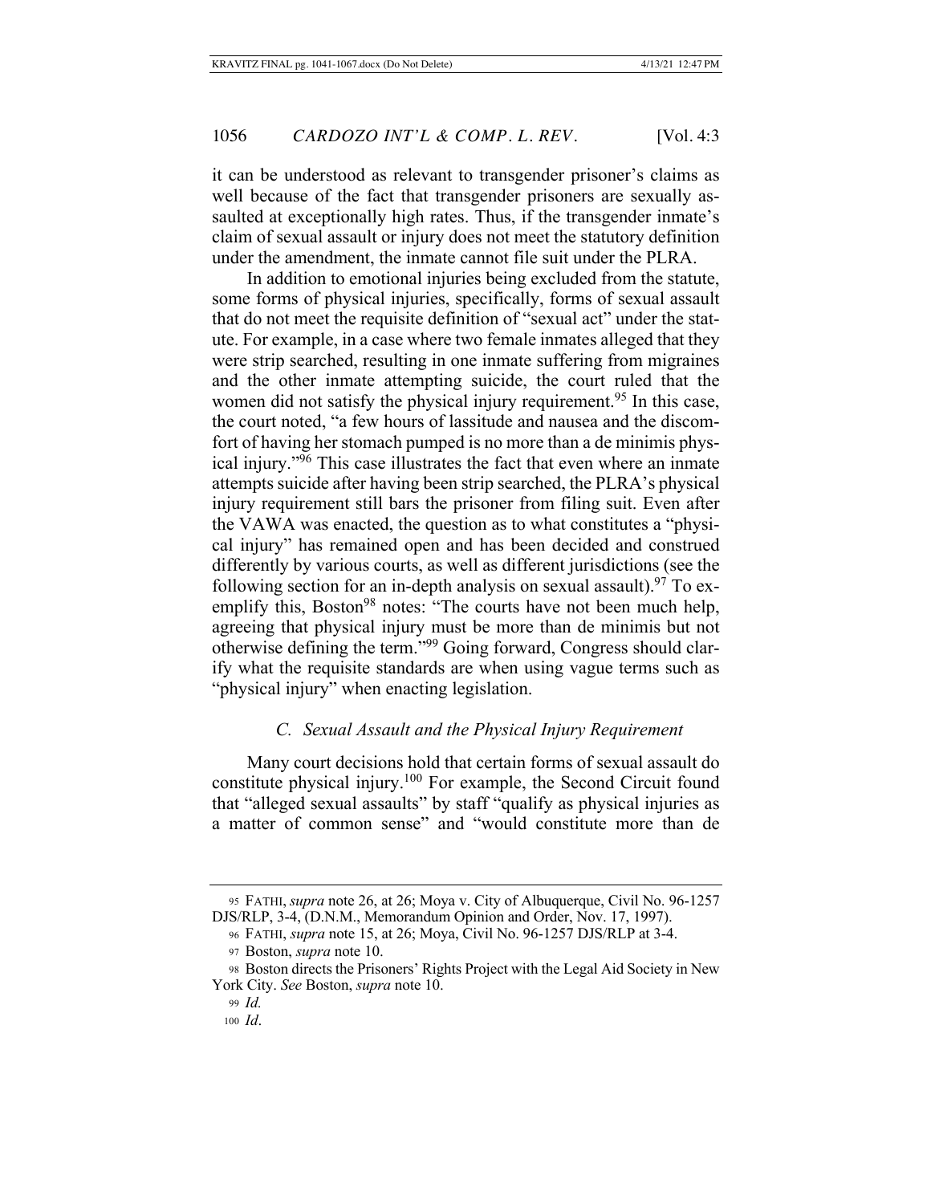it can be understood as relevant to transgender prisoner's claims as well because of the fact that transgender prisoners are sexually assaulted at exceptionally high rates. Thus, if the transgender inmate's claim of sexual assault or injury does not meet the statutory definition under the amendment, the inmate cannot file suit under the PLRA.

In addition to emotional injuries being excluded from the statute, some forms of physical injuries, specifically, forms of sexual assault that do not meet the requisite definition of "sexual act" under the statute. For example, in a case where two female inmates alleged that they were strip searched, resulting in one inmate suffering from migraines and the other inmate attempting suicide, the court ruled that the women did not satisfy the physical injury requirement.[95] In this case, the court noted, "a few hours of lassitude and nausea and the discomfort of having her stomach pumped is no more than a de minimis physical injury."[96] This case illustrates the fact that even where an inmate attempts suicide after having been strip searched, the PLRA's physical injury requirement still bars the prisoner from filing suit. Even after the VAWA was enacted, the question as to what constitutes a "physical injury" has remained open and has been decided and construed differently by various courts, as well as different jurisdictions (see the following section for an in-depth analysis on sexual assault).[97] To exemplify this, Boston[98] notes: "The courts have not been much help, agreeing that physical injury must be more than de minimis but not otherwise defining the term."[99] Going forward, Congress should clarify what the requisite standards are when using vague terms such as "physical injury" when enacting legislation.

### *C. Sexual Assault and the Physical Injury Requirement*

Many court decisions hold that certain forms of sexual assault do constitute physical injury.[100] For example, the Second Circuit found that "alleged sexual assaults" by staff "qualify as physical injuries as a matter of common sense" and "would constitute more than de

---

95 FATHI, *supra* note 26, at 26; Moya v. City of Albuquerque, Civil No. 96-1257 DJS/RLP, 3-4, (D.N.M., Memorandum Opinion and Order, Nov. 17, 1997).

96 FATHI, *supra* note 15, at 26; Moya, Civil No. 96-1257 DJS/RLP at 3-4.

97 Boston, *supra* note 10.

98 Boston directs the Prisoners' Rights Project with the Legal Aid Society in New York City. *See* Boston, *supra* note 10.

99 *Id.*

100 *Id*.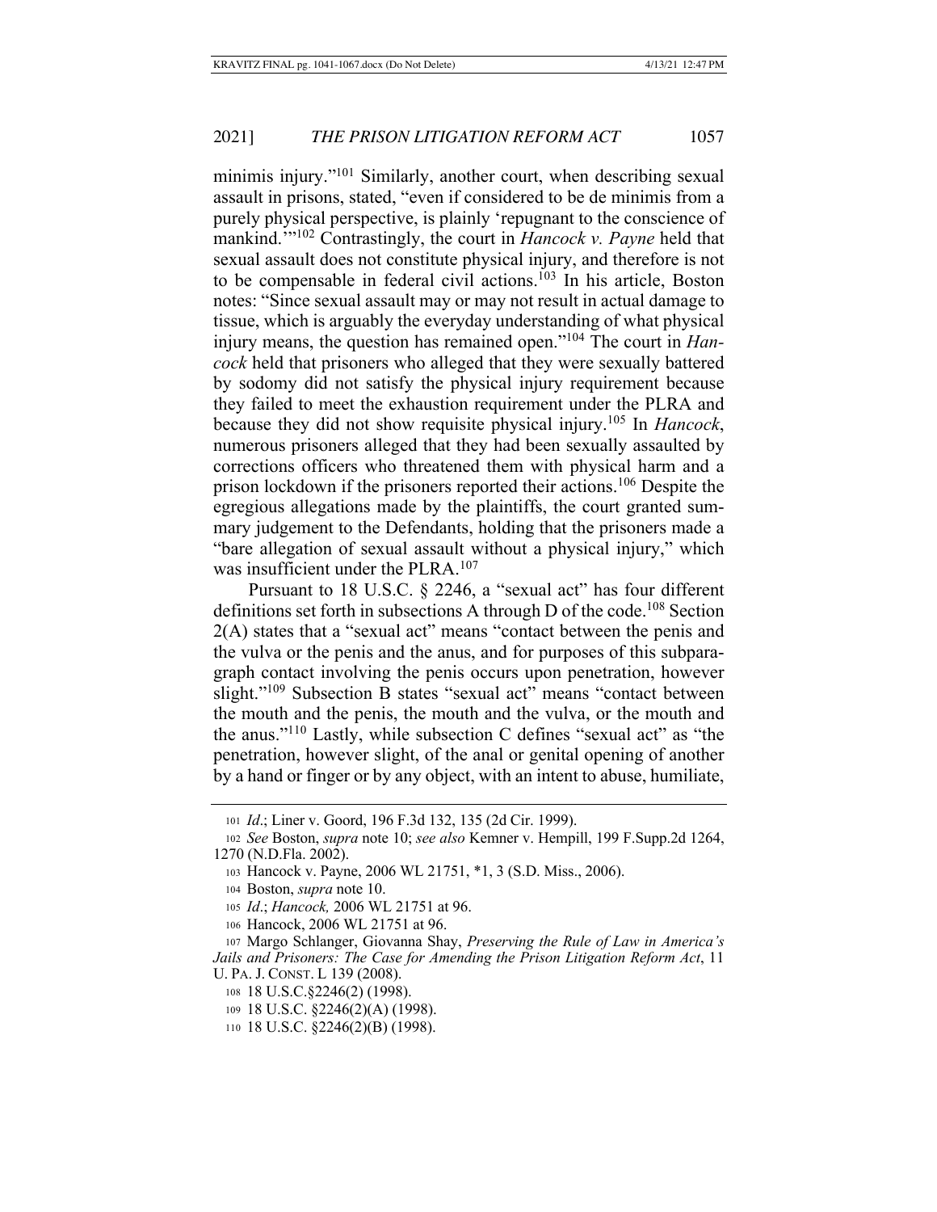minimis injury."[101] Similarly, another court, when describing sexual assault in prisons, stated, "even if considered to be de minimis from a purely physical perspective, is plainly 'repugnant to the conscience of mankind.'"[102] Contrastingly, the court in *Hancock v. Payne* held that sexual assault does not constitute physical injury, and therefore is not to be compensable in federal civil actions.[103] In his article, Boston notes: "Since sexual assault may or may not result in actual damage to tissue, which is arguably the everyday understanding of what physical injury means, the question has remained open."[104] The court in *Hancock* held that prisoners who alleged that they were sexually battered by sodomy did not satisfy the physical injury requirement because they failed to meet the exhaustion requirement under the PLRA and because they did not show requisite physical injury.[105] In *Hancock*, numerous prisoners alleged that they had been sexually assaulted by corrections officers who threatened them with physical harm and a prison lockdown if the prisoners reported their actions.[106] Despite the egregious allegations made by the plaintiffs, the court granted summary judgement to the Defendants, holding that the prisoners made a "bare allegation of sexual assault without a physical injury," which was insufficient under the PLRA.[107]

Pursuant to 18 U.S.C. § 2246, a "sexual act" has four different definitions set forth in subsections A through D of the code.[108] Section 2(A) states that a "sexual act" means "contact between the penis and the vulva or the penis and the anus, and for purposes of this subparagraph contact involving the penis occurs upon penetration, however slight."[109] Subsection B states "sexual act" means "contact between the mouth and the penis, the mouth and the vulva, or the mouth and the anus."[110] Lastly, while subsection C defines "sexual act" as "the penetration, however slight, of the anal or genital opening of another by a hand or finger or by any object, with an intent to abuse, humiliate,

---

101 *Id*.; Liner v. Goord, 196 F.3d 132, 135 (2d Cir. 1999).

102 *See* Boston, *supra* note 10; *see also* Kemner v. Hemphill, 199 F.Supp.2d 1264, 1270 (N.D.Fla. 2002).

103 Hancock v. Payne, 2006 WL 21751, *1, 3 (S.D. Miss., 2006).

104 Boston, *supra* note 10.

105 *Id*.; *Hancock,* 2006 WL 21751 at 96.

106 Hancock, 2006 WL 21751 at 96.

107 Margo Schlanger, Giovanna Shay, *Preserving the Rule of Law in America's Jails and Prisoners: The Case for Amending the Prison Litigation Reform Act*, 11 U. PA. J. CONST. L 139 (2008).

108 18 U.S.C.§2246(2) (1998).

109 18 U.S.C. §2246(2)(A) (1998).

110 18 U.S.C. §2246(2)(B) (1998).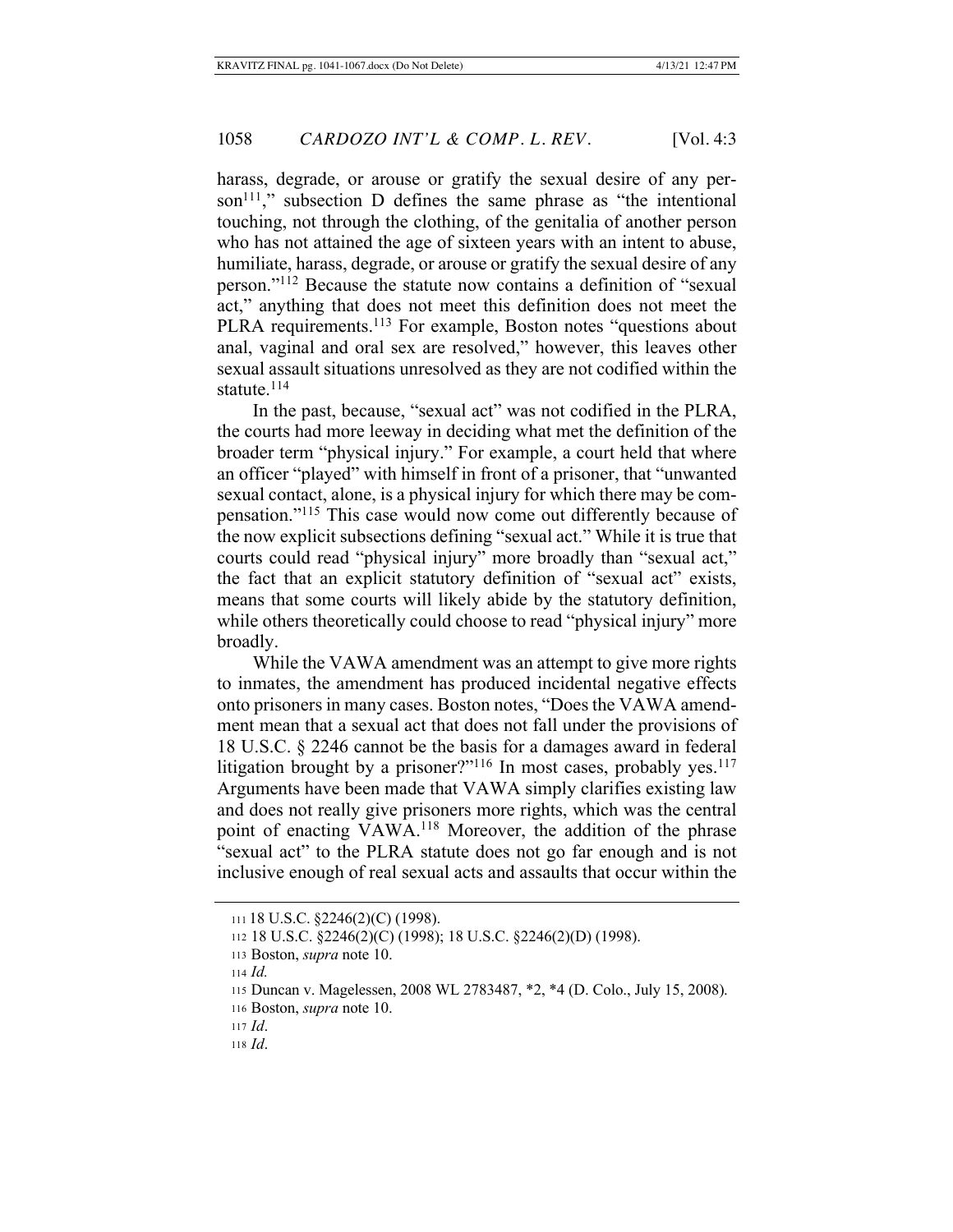harass, degrade, or arouse or gratify the sexual desire of any person[111]," subsection D defines the same phrase as "the intentional touching, not through the clothing, of the genitalia of another person who has not attained the age of sixteen years with an intent to abuse, humiliate, harass, degrade, or arouse or gratify the sexual desire of any person."[112] Because the statute now contains a definition of "sexual act," anything that does not meet this definition does not meet the PLRA requirements.[113] For example, Boston notes "questions about anal, vaginal and oral sex are resolved," however, this leaves other sexual assault situations unresolved as they are not codified within the statute.[114]

In the past, because, "sexual act" was not codified in the PLRA, the courts had more leeway in deciding what met the definition of the broader term "physical injury." For example, a court held that where an officer "played" with himself in front of a prisoner, that "unwanted sexual contact, alone, is a physical injury for which there may be compensation."[115] This case would now come out differently because of the now explicit subsections defining "sexual act." While it is true that courts could read "physical injury" more broadly than "sexual act," the fact that an explicit statutory definition of "sexual act" exists, means that some courts will likely abide by the statutory definition, while others theoretically could choose to read "physical injury" more broadly.

While the VAWA amendment was an attempt to give more rights to inmates, the amendment has produced incidental negative effects onto prisoners in many cases. Boston notes, "Does the VAWA amendment mean that a sexual act that does not fall under the provisions of 18 U.S.C. § 2246 cannot be the basis for a damages award in federal litigation brought by a prisoner?"[116] In most cases, probably yes.[117] Arguments have been made that VAWA simply clarifies existing law and does not really give prisoners more rights, which was the central point of enacting VAWA.[118] Moreover, the addition of the phrase "sexual act" to the PLRA statute does not go far enough and is not inclusive enough of real sexual acts and assaults that occur within the

---

111 18 U.S.C. §2246(2)(C) (1998).

112 18 U.S.C. §2246(2)(C) (1998); 18 U.S.C. §2246(2)(D) (1998).

113 Boston, *supra* note 10.

114 *Id.*

115 Duncan v. Magelessen, 2008 WL 2783487, *2, *4 (D. Colo., July 15, 2008).

116 Boston, *supra* note 10.

117 *Id.*

118 *Id.*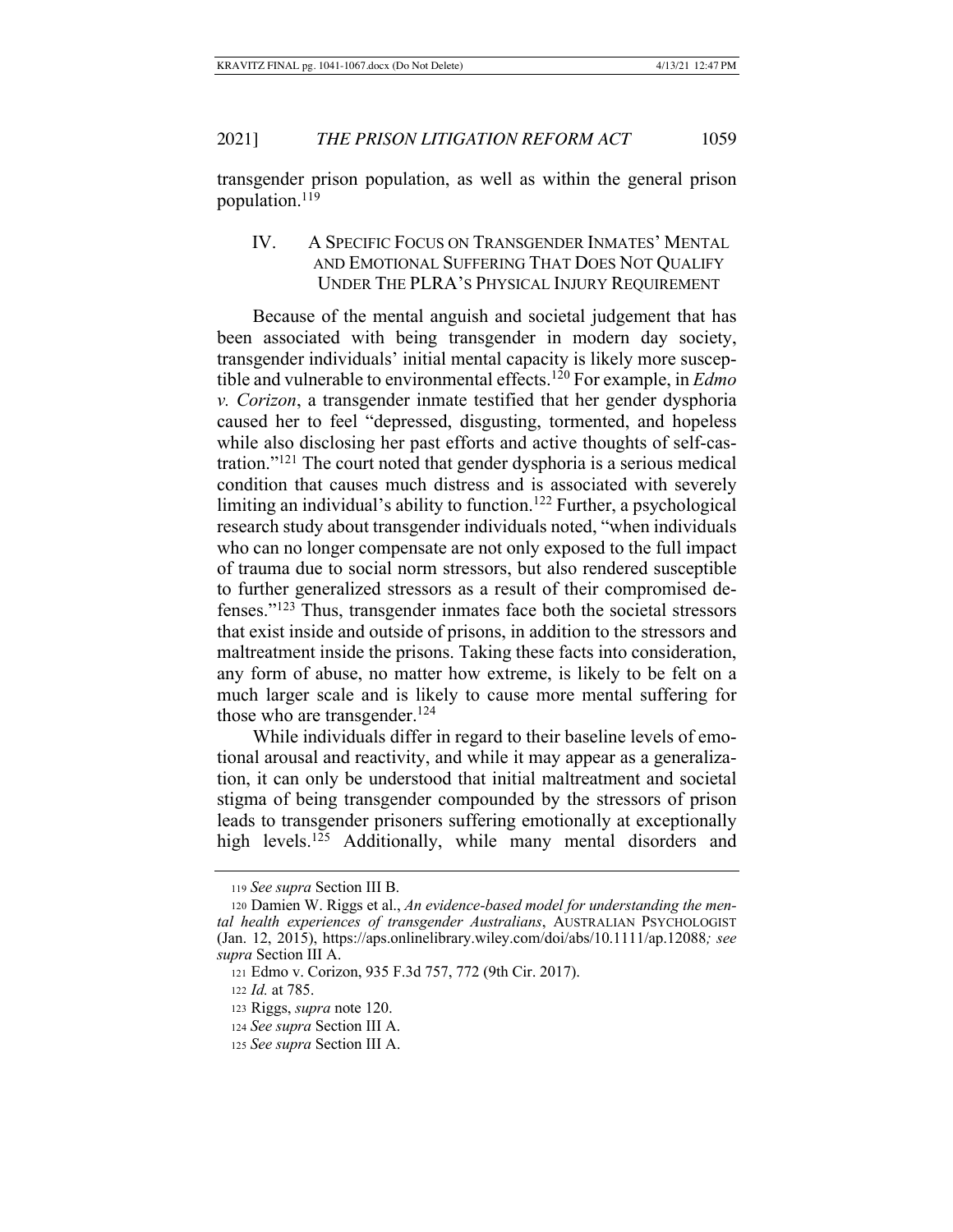transgender prison population, as well as within the general prison population.[119]

## IV. A Specific Focus on Transgender Inmates' Mental and Emotional Suffering That Does Not Qualify Under The PLRA's Physical Injury Requirement

Because of the mental anguish and societal judgement that has been associated with being transgender in modern day society, transgender individuals' initial mental capacity is likely more susceptible and vulnerable to environmental effects.[120] For example, in *Edmo v. Corizon*, a transgender inmate testified that her gender dysphoria caused her to feel "depressed, disgusting, tormented, and hopeless while also disclosing her past efforts and active thoughts of self-castration."[121] The court noted that gender dysphoria is a serious medical condition that causes much distress and is associated with severely limiting an individual's ability to function.[122] Further, a psychological research study about transgender individuals noted, "when individuals who can no longer compensate are not only exposed to the full impact of trauma due to social norm stressors, but also rendered susceptible to further generalized stressors as a result of their compromised defenses."[123] Thus, transgender inmates face both the societal stressors that exist inside and outside of prisons, in addition to the stressors and maltreatment inside the prisons. Taking these facts into consideration, any form of abuse, no matter how extreme, is likely to be felt on a much larger scale and is likely to cause more mental suffering for those who are transgender.[124]

While individuals differ in regard to their baseline levels of emotional arousal and reactivity, and while it may appear as a generalization, it can only be understood that initial maltreatment and societal stigma of being transgender compounded by the stressors of prison leads to transgender prisoners suffering emotionally at exceptionally high levels.[125] Additionally, while many mental disorders and

---

119 *See supra* Section III B.

120 Damien W. Riggs et al., *An evidence-based model for understanding the mental health experiences of transgender Australians*, AUSTRALIAN PSYCHOLOGIST (Jan. 12, 2015), https://aps.onlinelibrary.wiley.com/doi/abs/10.1111/ap.12088*; see supra* Section III A.

121 Edmo v. Corizon, 935 F.3d 757, 772 (9th Cir. 2017).

122 *Id.* at 785.

123 Riggs, *supra* note 120.

124 *See supra* Section III A.

125 *See supra* Section III A.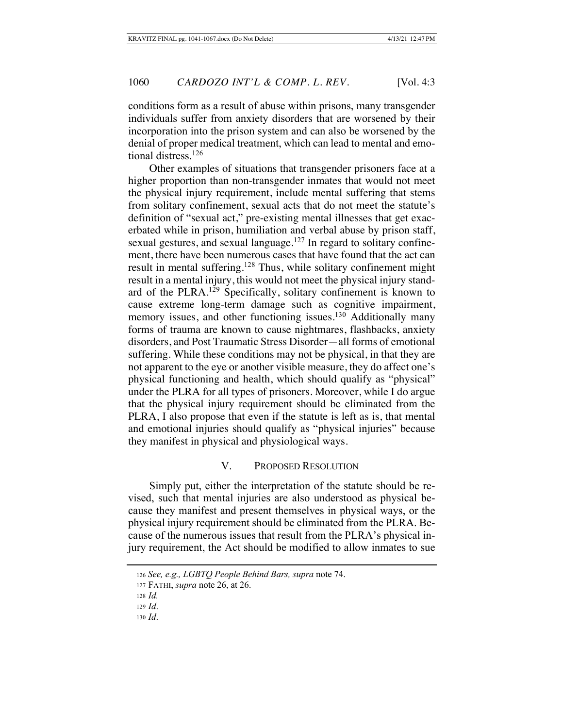conditions form as a result of abuse within prisons, many transgender individuals suffer from anxiety disorders that are worsened by their incorporation into the prison system and can also be worsened by the denial of proper medical treatment, which can lead to mental and emotional distress.[126]

Other examples of situations that transgender prisoners face at a higher proportion than non-transgender inmates that would not meet the physical injury requirement, include mental suffering that stems from solitary confinement, sexual acts that do not meet the statute's definition of "sexual act," pre-existing mental illnesses that get exacerbated while in prison, humiliation and verbal abuse by prison staff, sexual gestures, and sexual language.[127] In regard to solitary confinement, there have been numerous cases that have found that the act can result in mental suffering.[128] Thus, while solitary confinement might result in a mental injury, this would not meet the physical injury standard of the PLRA.[129] Specifically, solitary confinement is known to cause extreme long-term damage such as cognitive impairment, memory issues, and other functioning issues.[130] Additionally many forms of trauma are known to cause nightmares, flashbacks, anxiety disorders, and Post Traumatic Stress Disorder—all forms of emotional suffering. While these conditions may not be physical, in that they are not apparent to the eye or another visible measure, they do affect one's physical functioning and health, which should qualify as "physical" under the PLRA for all types of prisoners. Moreover, while I do argue that the physical injury requirement should be eliminated from the PLRA, I also propose that even if the statute is left as is, that mental and emotional injuries should qualify as "physical injuries" because they manifest in physical and physiological ways.

## V. Proposed Resolution

Simply put, either the interpretation of the statute should be revised, such that mental injuries are also understood as physical because they manifest and present themselves in physical ways, or the physical injury requirement should be eliminated from the PLRA. Because of the numerous issues that result from the PLRA's physical injury requirement, the Act should be modified to allow inmates to sue

---

126 *See, e.g., LGBTQ People Behind Bars, supra* note 74.

127 FATHI, *supra* note 26, at 26.

128 *Id.*

129 *Id.*

130 *Id.*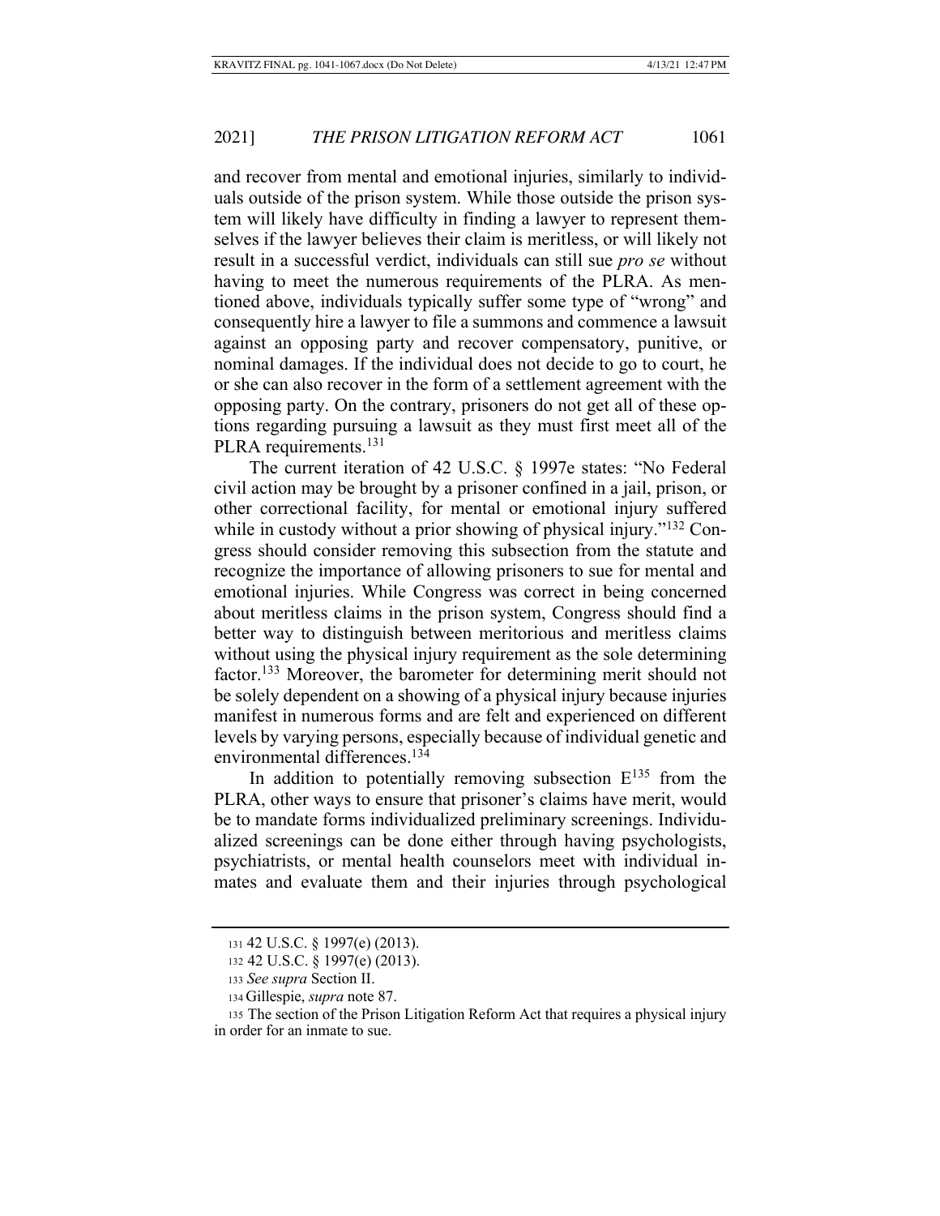and recover from mental and emotional injuries, similarly to individuals outside of the prison system. While those outside the prison system will likely have difficulty in finding a lawyer to represent themselves if the lawyer believes their claim is meritless, or will likely not result in a successful verdict, individuals can still sue *pro se* without having to meet the numerous requirements of the PLRA. As mentioned above, individuals typically suffer some type of "wrong" and consequently hire a lawyer to file a summons and commence a lawsuit against an opposing party and recover compensatory, punitive, or nominal damages. If the individual does not decide to go to court, he or she can also recover in the form of a settlement agreement with the opposing party. On the contrary, prisoners do not get all of these options regarding pursuing a lawsuit as they must first meet all of the PLRA requirements.[131]

The current iteration of 42 U.S.C. § 1997e states: "No Federal civil action may be brought by a prisoner confined in a jail, prison, or other correctional facility, for mental or emotional injury suffered while in custody without a prior showing of physical injury."[132] Congress should consider removing this subsection from the statute and recognize the importance of allowing prisoners to sue for mental and emotional injuries. While Congress was correct in being concerned about meritless claims in the prison system, Congress should find a better way to distinguish between meritorious and meritless claims without using the physical injury requirement as the sole determining factor.[133] Moreover, the barometer for determining merit should not be solely dependent on a showing of a physical injury because injuries manifest in numerous forms and are felt and experienced on different levels by varying persons, especially because of individual genetic and environmental differences.[134]

In addition to potentially removing subsection E[135] from the PLRA, other ways to ensure that prisoner's claims have merit, would be to mandate forms individualized preliminary screenings. Individualized screenings can be done either through having psychologists, psychiatrists, or mental health counselors meet with individual inmates and evaluate them and their injuries through psychological

---

131 42 U.S.C. § 1997(e) (2013).

132 42 U.S.C. § 1997(e) (2013).

133 *See supra* Section II.

134 Gillespie, *supra* note 87.

135 The section of the Prison Litigation Reform Act that requires a physical injury in order for an inmate to sue.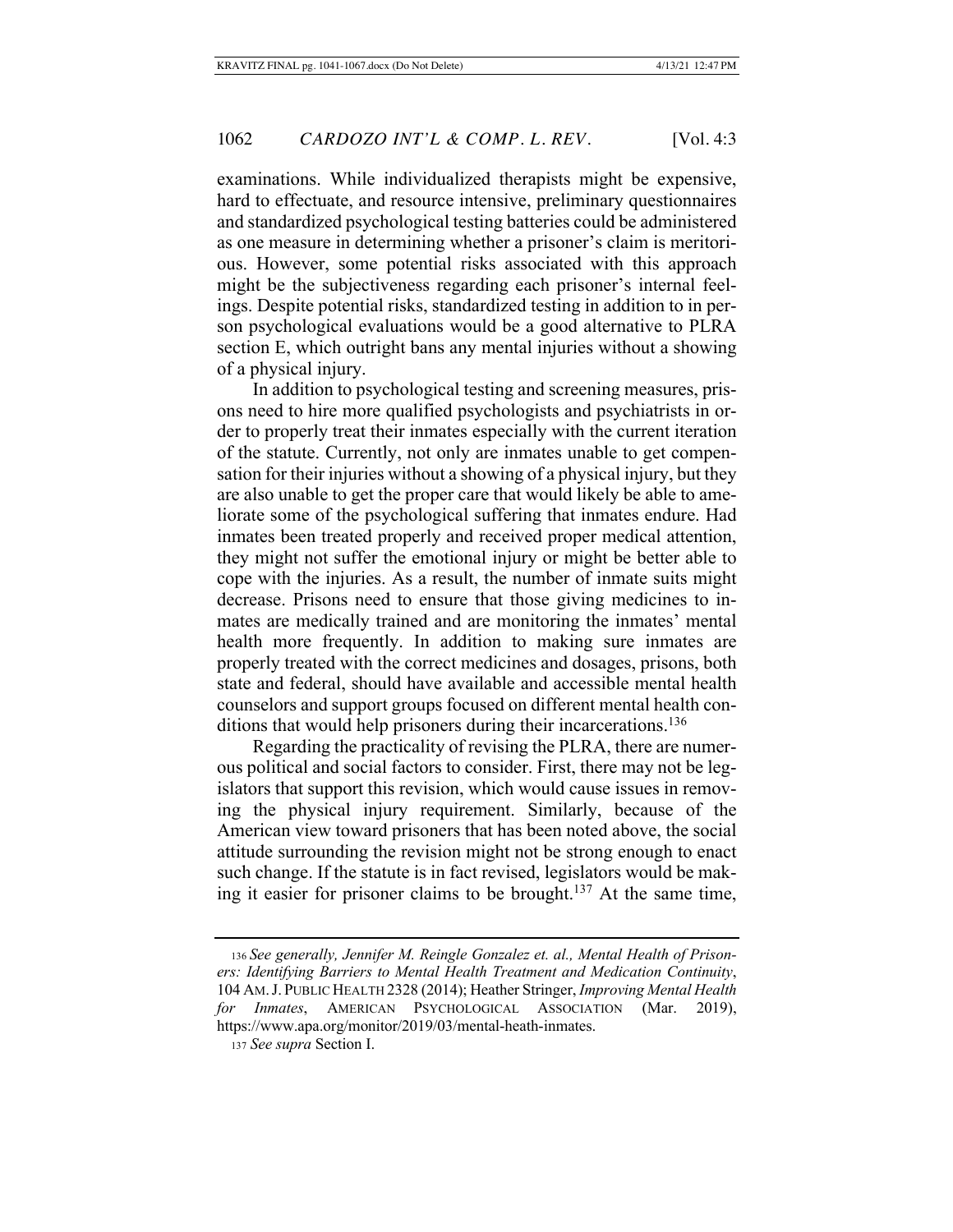examinations. While individualized therapists might be expensive, hard to effectuate, and resource intensive, preliminary questionnaires and standardized psychological testing batteries could be administered as one measure in determining whether a prisoner's claim is meritorious. However, some potential risks associated with this approach might be the subjectiveness regarding each prisoner's internal feelings. Despite potential risks, standardized testing in addition to in person psychological evaluations would be a good alternative to PLRA section E, which outright bans any mental injuries without a showing of a physical injury.

In addition to psychological testing and screening measures, prisons need to hire more qualified psychologists and psychiatrists in order to properly treat their inmates especially with the current iteration of the statute. Currently, not only are inmates unable to get compensation for their injuries without a showing of a physical injury, but they are also unable to get the proper care that would likely be able to ameliorate some of the psychological suffering that inmates endure. Had inmates been treated properly and received proper medical attention, they might not suffer the emotional injury or might be better able to cope with the injuries. As a result, the number of inmate suits might decrease. Prisons need to ensure that those giving medicines to inmates are medically trained and are monitoring the inmates' mental health more frequently. In addition to making sure inmates are properly treated with the correct medicines and dosages, prisons, both state and federal, should have available and accessible mental health counselors and support groups focused on different mental health conditions that would help prisoners during their incarcerations.[136]

Regarding the practicality of revising the PLRA, there are numerous political and social factors to consider. First, there may not be legislators that support this revision, which would cause issues in removing the physical injury requirement. Similarly, because of the American view toward prisoners that has been noted above, the social attitude surrounding the revision might not be strong enough to enact such change. If the statute is in fact revised, legislators would be making it easier for prisoner claims to be brought.[137] At the same time,

---

136 *See generally, Jennifer M. Reingle Gonzalez et. al., Mental Health of Prisoners: Identifying Barriers to Mental Health Treatment and Medication Continuity*, 104 AM. J. PUBLIC HEALTH 2328 (2014); Heather Stringer, *Improving Mental Health for Inmates*, AMERICAN PSYCHOLOGICAL ASSOCIATION (Mar. 2019), https://www.apa.org/monitor/2019/03/mental-heath-inmates.

137 *See supra* Section I.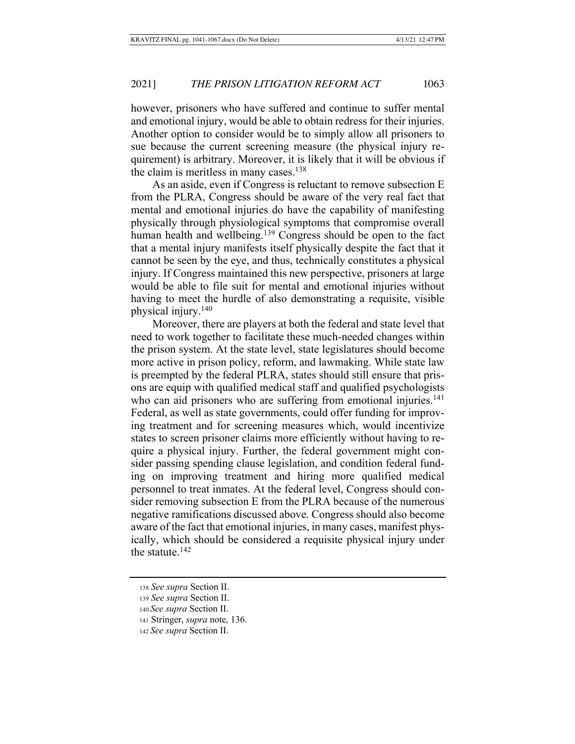however, prisoners who have suffered and continue to suffer mental and emotional injury, would be able to obtain redress for their injuries. Another option to consider would be to simply allow all prisoners to sue because the current screening measure (the physical injury requirement) is arbitrary. Moreover, it is likely that it will be obvious if the claim is meritless in many cases.[138]

As an aside, even if Congress is reluctant to remove subsection E from the PLRA, Congress should be aware of the very real fact that mental and emotional injuries do have the capability of manifesting physically through physiological symptoms that compromise overall human health and wellbeing.[139] Congress should be open to the fact that a mental injury manifests itself physically despite the fact that it cannot be seen by the eye, and thus, technically constitutes a physical injury. If Congress maintained this new perspective, prisoners at large would be able to file suit for mental and emotional injuries without having to meet the hurdle of also demonstrating a requisite, visible physical injury.[140]

Moreover, there are players at both the federal and state level that need to work together to facilitate these much-needed changes within the prison system. At the state level, state legislatures should become more active in prison policy, reform, and lawmaking. While state law is preempted by the federal PLRA, states should still ensure that prisons are equip with qualified medical staff and qualified psychologists who can aid prisoners who are suffering from emotional injuries.[141] Federal, as well as state governments, could offer funding for improving treatment and for screening measures which, would incentivize states to screen prisoner claims more efficiently without having to require a physical injury. Further, the federal government might consider passing spending clause legislation, and condition federal funding on improving treatment and hiring more qualified medical personnel to treat inmates. At the federal level, Congress should consider removing subsection E from the PLRA because of the numerous negative ramifications discussed above. Congress should also become aware of the fact that emotional injuries, in many cases, manifest physically, which should be considered a requisite physical injury under the statute.[142]

---

138 *See supra* Section II.

139 *See supra* Section II.

140 *See supra* Section II.

141 Stringer, *supra* note, 136.

142 *See supra* Section II.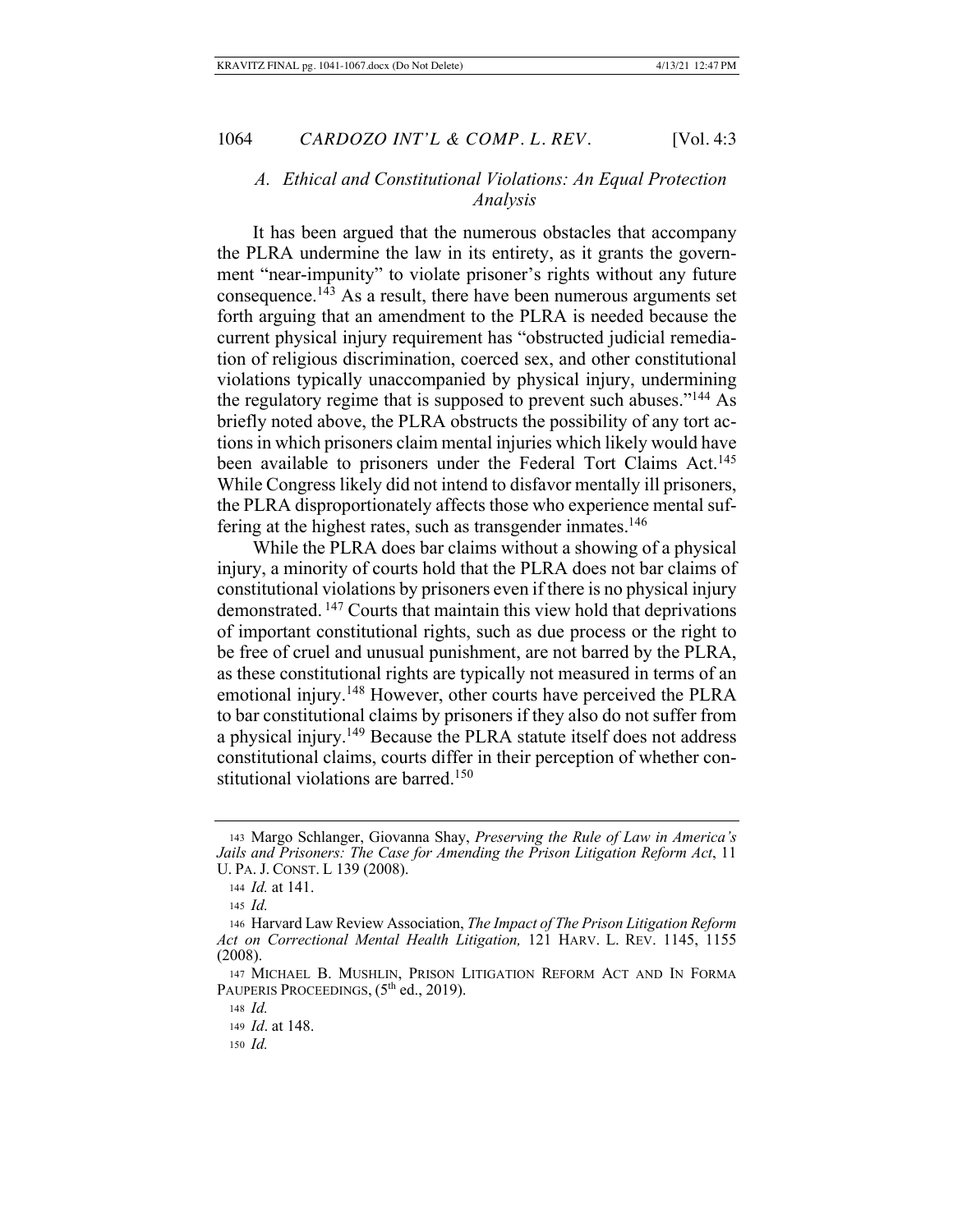### *A. Ethical and Constitutional Violations: An Equal Protection Analysis*

It has been argued that the numerous obstacles that accompany the PLRA undermine the law in its entirety, as it grants the government "near-impunity" to violate prisoner's rights without any future consequence.[143] As a result, there have been numerous arguments set forth arguing that an amendment to the PLRA is needed because the current physical injury requirement has "obstructed judicial remediation of religious discrimination, coerced sex, and other constitutional violations typically unaccompanied by physical injury, undermining the regulatory regime that is supposed to prevent such abuses."[144] As briefly noted above, the PLRA obstructs the possibility of any tort actions in which prisoners claim mental injuries which likely would have been available to prisoners under the Federal Tort Claims Act.[145] While Congress likely did not intend to disfavor mentally ill prisoners, the PLRA disproportionately affects those who experience mental suffering at the highest rates, such as transgender inmates.[146]

While the PLRA does bar claims without a showing of a physical injury, a minority of courts hold that the PLRA does not bar claims of constitutional violations by prisoners even if there is no physical injury demonstrated.[147] Courts that maintain this view hold that deprivations of important constitutional rights, such as due process or the right to be free of cruel and unusual punishment, are not barred by the PLRA, as these constitutional rights are typically not measured in terms of an emotional injury.[148] However, other courts have perceived the PLRA to bar constitutional claims by prisoners if they also do not suffer from a physical injury.[149] Because the PLRA statute itself does not address constitutional claims, courts differ in their perception of whether constitutional violations are barred.[150]

---

143 Margo Schlanger, Giovanna Shay, *Preserving the Rule of Law in America's Jails and Prisoners: The Case for Amending the Prison Litigation Reform Act*, 11 U. PA. J. CONST. L 139 (2008).

144 *Id.* at 141.

145 *Id.*

146 Harvard Law Review Association, *The Impact of The Prison Litigation Reform Act on Correctional Mental Health Litigation,* 121 HARV. L. REV. 1145, 1155 (2008).

147 MICHAEL B. MUSHLIN, PRISON LITIGATION REFORM ACT AND IN FORMA PAUPERIS PROCEEDINGS, (5th ed., 2019).

148 *Id.*

149 *Id*. at 148.

150 *Id.*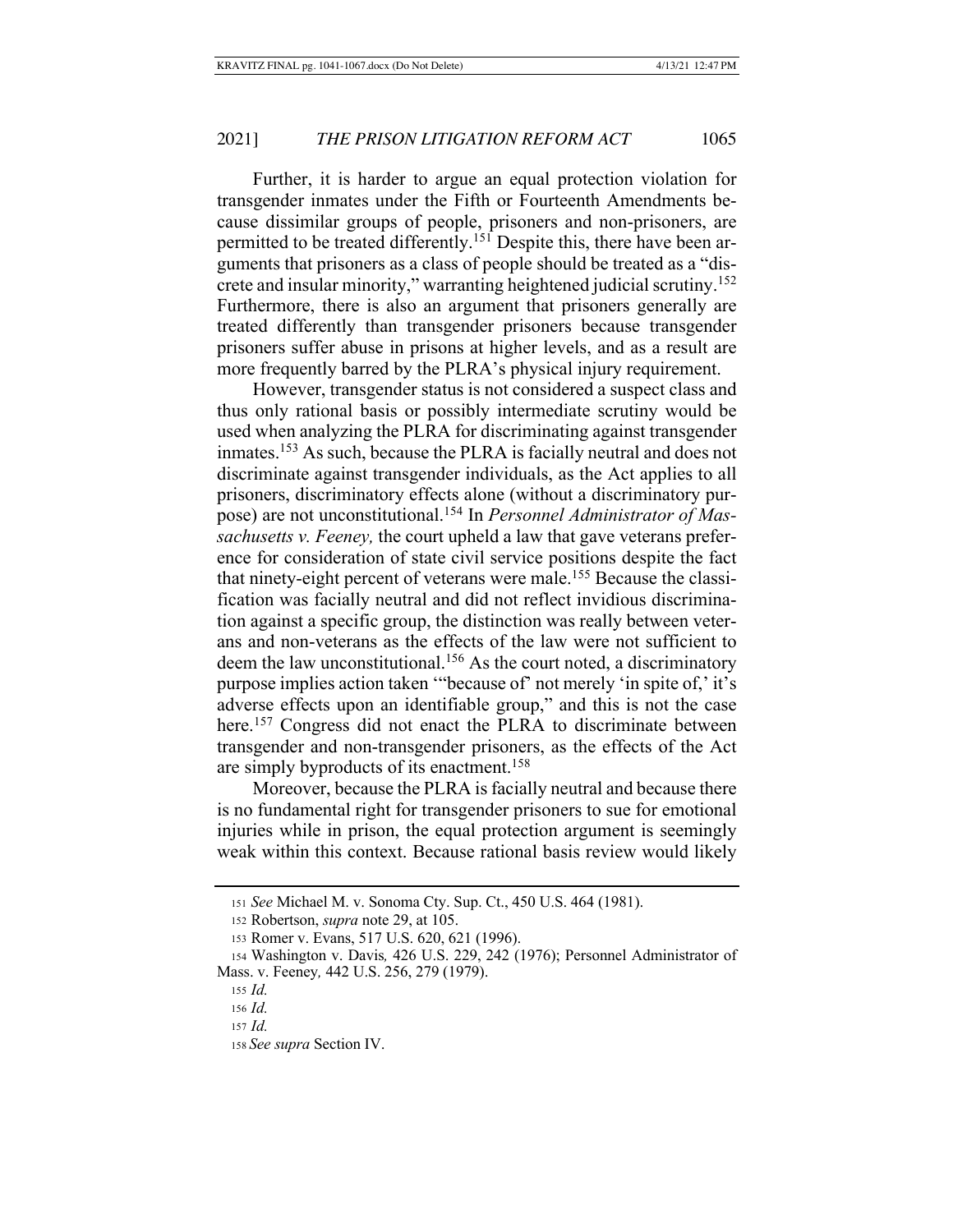Further, it is harder to argue an equal protection violation for transgender inmates under the Fifth or Fourteenth Amendments because dissimilar groups of people, prisoners and non-prisoners, are permitted to be treated differently.[151] Despite this, there have been arguments that prisoners as a class of people should be treated as a "discrete and insular minority," warranting heightened judicial scrutiny.[152] Furthermore, there is also an argument that prisoners generally are treated differently than transgender prisoners because transgender prisoners suffer abuse in prisons at higher levels, and as a result are more frequently barred by the PLRA's physical injury requirement.

However, transgender status is not considered a suspect class and thus only rational basis or possibly intermediate scrutiny would be used when analyzing the PLRA for discriminating against transgender inmates.[153] As such, because the PLRA is facially neutral and does not discriminate against transgender individuals, as the Act applies to all prisoners, discriminatory effects alone (without a discriminatory purpose) are not unconstitutional.[154] In *Personnel Administrator of Massachusetts v. Feeney,* the court upheld a law that gave veterans preference for consideration of state civil service positions despite the fact that ninety-eight percent of veterans were male.[155] Because the classification was facially neutral and did not reflect invidious discrimination against a specific group, the distinction was really between veterans and non-veterans as the effects of the law were not sufficient to deem the law unconstitutional.[156] As the court noted, a discriminatory purpose implies action taken '"because of' not merely 'in spite of,' it's adverse effects upon an identifiable group," and this is not the case here.[157] Congress did not enact the PLRA to discriminate between transgender and non-transgender prisoners, as the effects of the Act are simply byproducts of its enactment.[158]

Moreover, because the PLRA is facially neutral and because there is no fundamental right for transgender prisoners to sue for emotional injuries while in prison, the equal protection argument is seemingly weak within this context. Because rational basis review would likely

---

151 *See* Michael M. v. Sonoma Cty. Sup. Ct., 450 U.S. 464 (1981).

152 Robertson, *supra* note 29, at 105.

153 Romer v. Evans, 517 U.S. 620, 621 (1996).

154 Washington v. Davis*,* 426 U.S. 229, 242 (1976); Personnel Administrator of Mass. v. Feeney*,* 442 U.S. 256, 279 (1979).

155 *Id.*

156 *Id.*

157 *Id.*

158 *See supra* Section IV.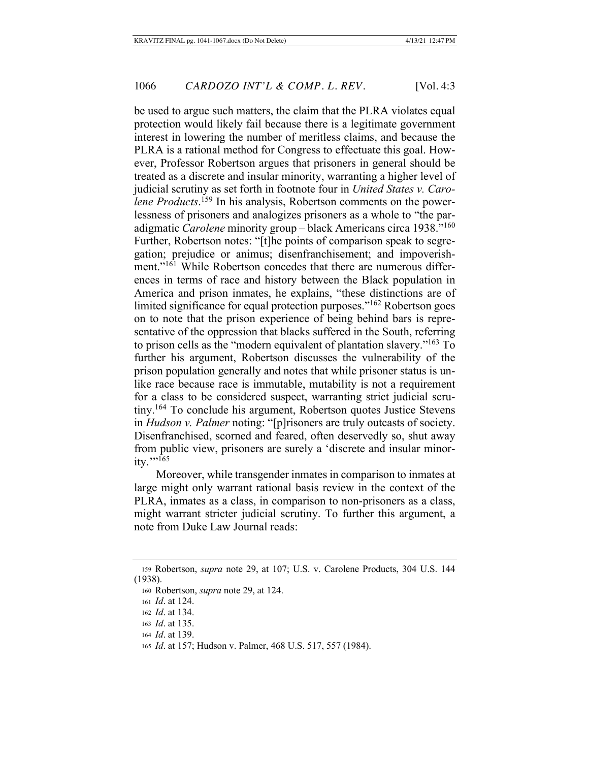be used to argue such matters, the claim that the PLRA violates equal protection would likely fail because there is a legitimate government interest in lowering the number of meritless claims, and because the PLRA is a rational method for Congress to effectuate this goal. However, Professor Robertson argues that prisoners in general should be treated as a discrete and insular minority, warranting a higher level of judicial scrutiny as set forth in footnote four in *United States v. Carolene Products*.[159] In his analysis, Robertson comments on the powerlessness of prisoners and analogizes prisoners as a whole to "the paradigmatic *Carolene* minority group – black Americans circa 1938."[160] Further, Robertson notes: "[t]he points of comparison speak to segregation; prejudice or animus; disenfranchisement; and impoverishment."[161] While Robertson concedes that there are numerous differences in terms of race and history between the Black population in America and prison inmates, he explains, "these distinctions are of limited significance for equal protection purposes."[162] Robertson goes on to note that the prison experience of being behind bars is representative of the oppression that blacks suffered in the South, referring to prison cells as the "modern equivalent of plantation slavery."[163] To further his argument, Robertson discusses the vulnerability of the prison population generally and notes that while prisoner status is unlike race because race is immutable, mutability is not a requirement for a class to be considered suspect, warranting strict judicial scrutiny.[164] To conclude his argument, Robertson quotes Justice Stevens in *Hudson v. Palmer* noting: "[p]risoners are truly outcasts of society. Disenfranchised, scorned and feared, often deservedly so, shut away from public view, prisoners are surely a 'discrete and insular minority.'"[165]

Moreover, while transgender inmates in comparison to inmates at large might only warrant rational basis review in the context of the PLRA, inmates as a class, in comparison to non-prisoners as a class, might warrant stricter judicial scrutiny. To further this argument, a note from Duke Law Journal reads:

---

159 Robertson, *supra* note 29, at 107; U.S. v. Carolene Products, 304 U.S. 144 (1938).

160 Robertson, *supra* note 29, at 124.

161 *Id*. at 124.

162 *Id*. at 134.

163 *Id*. at 135.

164 *Id*. at 139.

165 *Id*. at 157; Hudson v. Palmer, 468 U.S. 517, 557 (1984).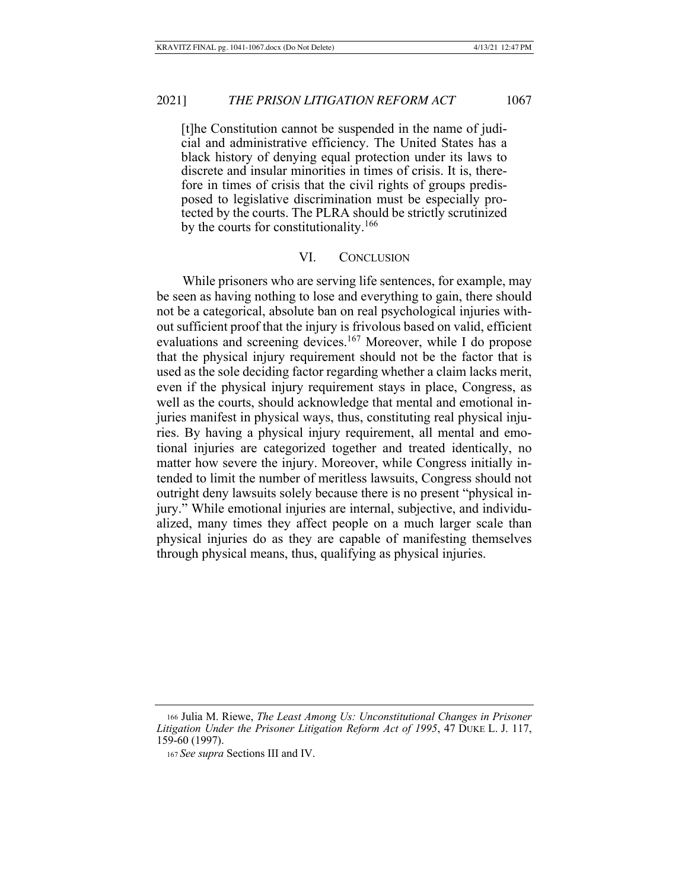[t]he Constitution cannot be suspended in the name of judicial and administrative efficiency. The United States has a black history of denying equal protection under its laws to discrete and insular minorities in times of crisis. It is, therefore in times of crisis that the civil rights of groups predisposed to legislative discrimination must be especially protected by the courts. The PLRA should be strictly scrutinized by the courts for constitutionality.[166]

## VI. CONCLUSION

While prisoners who are serving life sentences, for example, may be seen as having nothing to lose and everything to gain, there should not be a categorical, absolute ban on real psychological injuries without sufficient proof that the injury is frivolous based on valid, efficient evaluations and screening devices.[167] Moreover, while I do propose that the physical injury requirement should not be the factor that is used as the sole deciding factor regarding whether a claim lacks merit, even if the physical injury requirement stays in place, Congress, as well as the courts, should acknowledge that mental and emotional injuries manifest in physical ways, thus, constituting real physical injuries. By having a physical injury requirement, all mental and emotional injuries are categorized together and treated identically, no matter how severe the injury. Moreover, while Congress initially intended to limit the number of meritless lawsuits, Congress should not outright deny lawsuits solely because there is no present "physical injury." While emotional injuries are internal, subjective, and individualized, many times they affect people on a much larger scale than physical injuries do as they are capable of manifesting themselves through physical means, thus, qualifying as physical injuries.

---

[166] Julia M. Riewe, *The Least Among Us: Unconstitutional Changes in Prisoner Litigation Under the Prisoner Litigation Reform Act of 1995*, 47 DUKE L. J. 117, 159-60 (1997).

[167] *See supra* Sections III and IV.